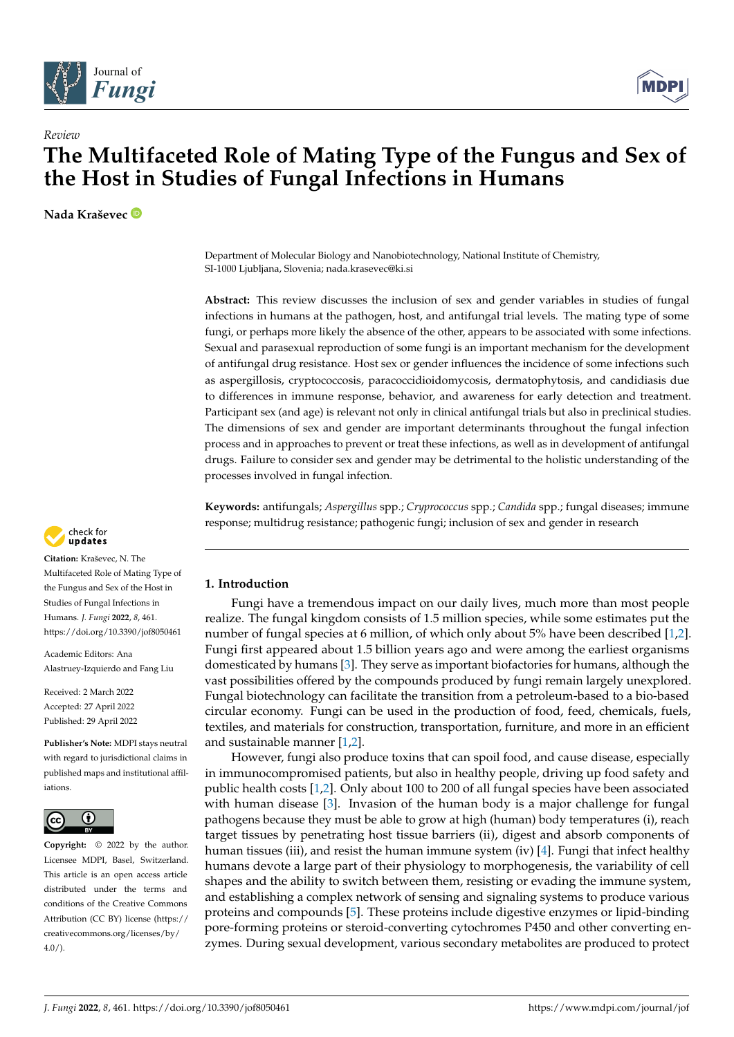*Review*

# The Multifaceted Role of Mating Type of the Fungus and Sex of the Host in Studies of Fungal Infections in Humans

**Nada Kraševec**

Department of Molecular Biology and Nanobiotechnology, National Institute of Chemistry, SI-1000 Ljubljana, Slovenia; nada.krasevec@ki.si

**Abstract:** This review discusses the inclusion of sex and gender variables in studies of fungal infections in humans at the pathogen, host, and antifungal trial levels. The mating type of some fungi, or perhaps more likely the absence of the other, appears to be associated with some infections. Sexual and parasexual reproduction of some fungi is an important mechanism for the development of antifungal drug resistance. Host sex or gender influences the incidence of some infections such as aspergillosis, cryptococcosis, paracoccidioidomycosis, dermatophytosis, and candidiasis due to differences in immune response, behavior, and awareness for early detection and treatment. Participant sex (and age) is relevant not only in clinical antifungal trials but also in preclinical studies. The dimensions of sex and gender are important determinants throughout the fungal infection process and in approaches to prevent or treat these infections, as well as in development of antifungal drugs. Failure to consider sex and gender may be detrimental to the holistic understanding of the processes involved in fungal infection.

**Keywords:** antifungals; *Aspergillus* spp.; *Cryprococcus* spp.; *Candida* spp.; fungal diseases; immune response; multidrug resistance; pathogenic fungi; inclusion of sex and gender in research

**Citation:** Kraševec, N. The Multifaceted Role of Mating Type of the Fungus and Sex of the Host in Studies of Fungal Infections in Humans. *J. Fungi* **2022**, *8*, 461. https://doi.org/10.3390/jof8050461

Academic Editors: Ana Alastruey-Izquierdo and Fang Liu

Received: 2 March 2022
Accepted: 27 April 2022
Published: 29 April 2022

**Publisher's Note:** MDPI stays neutral with regard to jurisdictional claims in published maps and institutional affiliations.

**Copyright:** © 2022 by the author. Licensee MDPI, Basel, Switzerland. This article is an open access article distributed under the terms and conditions of the Creative Commons Attribution (CC BY) license (https://creativecommons.org/licenses/by/4.0/).

## 1. Introduction

Fungi have a tremendous impact on our daily lives, much more than most people realize. The fungal kingdom consists of 1.5 million species, while some estimates put the number of fungal species at 6 million, of which only about 5% have been described [1,2]. Fungi first appeared about 1.5 billion years ago and were among the earliest organisms domesticated by humans [3]. They serve as important biofactories for humans, although the vast possibilities offered by the compounds produced by fungi remain largely unexplored. Fungal biotechnology can facilitate the transition from a petroleum-based to a bio-based circular economy. Fungi can be used in the production of food, feed, chemicals, fuels, textiles, and materials for construction, transportation, furniture, and more in an efficient and sustainable manner [1,2].

However, fungi also produce toxins that can spoil food, and cause disease, especially in immunocompromised patients, but also in healthy people, driving up food safety and public health costs [1,2]. Only about 100 to 200 of all fungal species have been associated with human disease [3]. Invasion of the human body is a major challenge for fungal pathogens because they must be able to grow at high (human) body temperatures (i), reach target tissues by penetrating host tissue barriers (ii), digest and absorb components of human tissues (iii), and resist the human immune system (iv) [4]. Fungi that infect healthy humans devote a large part of their physiology to morphogenesis, the variability of cell shapes and the ability to switch between them, resisting or evading the immune system, and establishing a complex network of sensing and signaling systems to produce various proteins and compounds [5]. These proteins include digestive enzymes or lipid-binding pore-forming proteins or steroid-converting cytochromes P450 and other converting enzymes. During sexual development, various secondary metabolites are produced to protect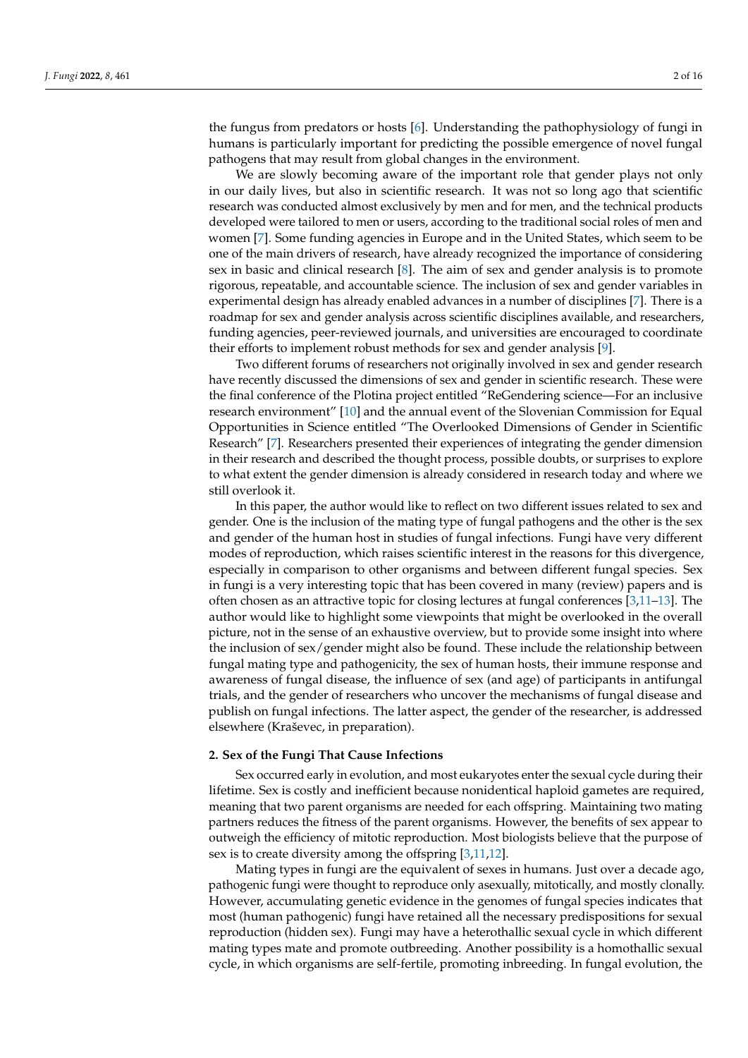the fungus from predators or hosts [6]. Understanding the pathophysiology of fungi in humans is particularly important for predicting the possible emergence of novel fungal pathogens that may result from global changes in the environment.

We are slowly becoming aware of the important role that gender plays not only in our daily lives, but also in scientific research. It was not so long ago that scientific research was conducted almost exclusively by men and for men, and the technical products developed were tailored to men or users, according to the traditional social roles of men and women [7]. Some funding agencies in Europe and in the United States, which seem to be one of the main drivers of research, have already recognized the importance of considering sex in basic and clinical research [8]. The aim of sex and gender analysis is to promote rigorous, repeatable, and accountable science. The inclusion of sex and gender variables in experimental design has already enabled advances in a number of disciplines [7]. There is a roadmap for sex and gender analysis across scientific disciplines available, and researchers, funding agencies, peer-reviewed journals, and universities are encouraged to coordinate their efforts to implement robust methods for sex and gender analysis [9].

Two different forums of researchers not originally involved in sex and gender research have recently discussed the dimensions of sex and gender in scientific research. These were the final conference of the Plotina project entitled "ReGendering science—For an inclusive research environment" [10] and the annual event of the Slovenian Commission for Equal Opportunities in Science entitled "The Overlooked Dimensions of Gender in Scientific Research" [7]. Researchers presented their experiences of integrating the gender dimension in their research and described the thought process, possible doubts, or surprises to explore to what extent the gender dimension is already considered in research today and where we still overlook it.

In this paper, the author would like to reflect on two different issues related to sex and gender. One is the inclusion of the mating type of fungal pathogens and the other is the sex and gender of the human host in studies of fungal infections. Fungi have very different modes of reproduction, which raises scientific interest in the reasons for this divergence, especially in comparison to other organisms and between different fungal species. Sex in fungi is a very interesting topic that has been covered in many (review) papers and is often chosen as an attractive topic for closing lectures at fungal conferences [3,11–13]. The author would like to highlight some viewpoints that might be overlooked in the overall picture, not in the sense of an exhaustive overview, but to provide some insight into where the inclusion of sex/gender might also be found. These include the relationship between fungal mating type and pathogenicity, the sex of human hosts, their immune response and awareness of fungal disease, the influence of sex (and age) of participants in antifungal trials, and the gender of researchers who uncover the mechanisms of fungal disease and publish on fungal infections. The latter aspect, the gender of the researcher, is addressed elsewhere (Kraševec, in preparation).

## 2. Sex of the Fungi That Cause Infections

Sex occurred early in evolution, and most eukaryotes enter the sexual cycle during their lifetime. Sex is costly and inefficient because nonidentical haploid gametes are required, meaning that two parent organisms are needed for each offspring. Maintaining two mating partners reduces the fitness of the parent organisms. However, the benefits of sex appear to outweigh the efficiency of mitotic reproduction. Most biologists believe that the purpose of sex is to create diversity among the offspring [3,11,12].

Mating types in fungi are the equivalent of sexes in humans. Just over a decade ago, pathogenic fungi were thought to reproduce only asexually, mitotically, and mostly clonally. However, accumulating genetic evidence in the genomes of fungal species indicates that most (human pathogenic) fungi have retained all the necessary predispositions for sexual reproduction (hidden sex). Fungi may have a heterothallic sexual cycle in which different mating types mate and promote outbreeding. Another possibility is a homothallic sexual cycle, in which organisms are self-fertile, promoting inbreeding. In fungal evolution, the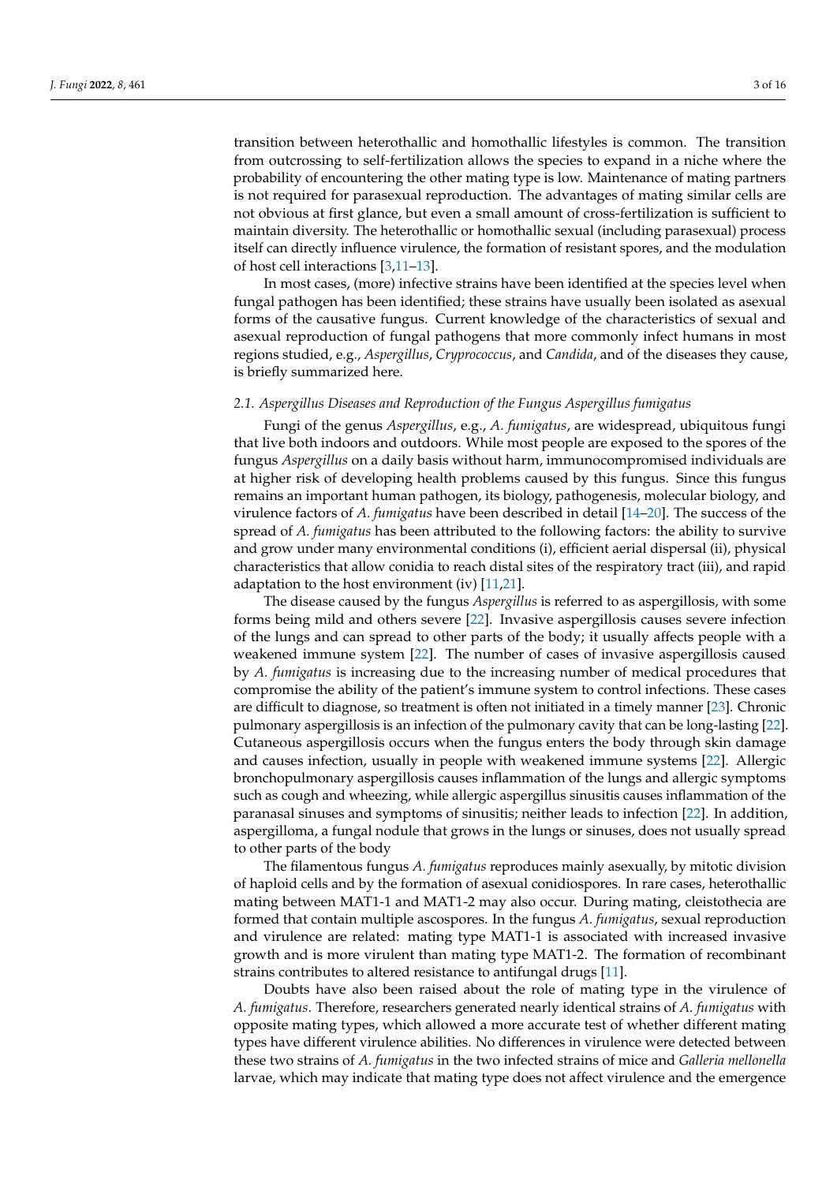transition between heterothallic and homothallic lifestyles is common. The transition from outcrossing to self-fertilization allows the species to expand in a niche where the probability of encountering the other mating type is low. Maintenance of mating partners is not required for parasexual reproduction. The advantages of mating similar cells are not obvious at first glance, but even a small amount of cross-fertilization is sufficient to maintain diversity. The heterothallic or homothallic sexual (including parasexual) process itself can directly influence virulence, the formation of resistant spores, and the modulation of host cell interactions [3,11–13].

In most cases, (more) infective strains have been identified at the species level when fungal pathogen has been identified; these strains have usually been isolated as asexual forms of the causative fungus. Current knowledge of the characteristics of sexual and asexual reproduction of fungal pathogens that more commonly infect humans in most regions studied, e.g., *Aspergillus*, *Cryprococcus*, and *Candida*, and of the diseases they cause, is briefly summarized here.

### 2.1. Aspergillus Diseases and Reproduction of the Fungus Aspergillus fumigatus

Fungi of the genus *Aspergillus*, e.g., *A. fumigatus*, are widespread, ubiquitous fungi that live both indoors and outdoors. While most people are exposed to the spores of the fungus *Aspergillus* on a daily basis without harm, immunocompromised individuals are at higher risk of developing health problems caused by this fungus. Since this fungus remains an important human pathogen, its biology, pathogenesis, molecular biology, and virulence factors of *A. fumigatus* have been described in detail [14–20]. The success of the spread of *A. fumigatus* has been attributed to the following factors: the ability to survive and grow under many environmental conditions (i), efficient aerial dispersal (ii), physical characteristics that allow conidia to reach distal sites of the respiratory tract (iii), and rapid adaptation to the host environment (iv) [11,21].

The disease caused by the fungus *Aspergillus* is referred to as aspergillosis, with some forms being mild and others severe [22]. Invasive aspergillosis causes severe infection of the lungs and can spread to other parts of the body; it usually affects people with a weakened immune system [22]. The number of cases of invasive aspergillosis caused by *A. fumigatus* is increasing due to the increasing number of medical procedures that compromise the ability of the patient's immune system to control infections. These cases are difficult to diagnose, so treatment is often not initiated in a timely manner [23]. Chronic pulmonary aspergillosis is an infection of the pulmonary cavity that can be long-lasting [22]. Cutaneous aspergillosis occurs when the fungus enters the body through skin damage and causes infection, usually in people with weakened immune systems [22]. Allergic bronchopulmonary aspergillosis causes inflammation of the lungs and allergic symptoms such as cough and wheezing, while allergic aspergillus sinusitis causes inflammation of the paranasal sinuses and symptoms of sinusitis; neither leads to infection [22]. In addition, aspergilloma, a fungal nodule that grows in the lungs or sinuses, does not usually spread to other parts of the body

The filamentous fungus *A. fumigatus* reproduces mainly asexually, by mitotic division of haploid cells and by the formation of asexual conidiospores. In rare cases, heterothallic mating between MAT1-1 and MAT1-2 may also occur. During mating, cleistothecia are formed that contain multiple ascospores. In the fungus *A. fumigatus*, sexual reproduction and virulence are related: mating type MAT1-1 is associated with increased invasive growth and is more virulent than mating type MAT1-2. The formation of recombinant strains contributes to altered resistance to antifungal drugs [11].

Doubts have also been raised about the role of mating type in the virulence of *A. fumigatus*. Therefore, researchers generated nearly identical strains of *A. fumigatus* with opposite mating types, which allowed a more accurate test of whether different mating types have different virulence abilities. No differences in virulence were detected between these two strains of *A. fumigatus* in the two infected strains of mice and *Galleria mellonella* larvae, which may indicate that mating type does not affect virulence and the emergence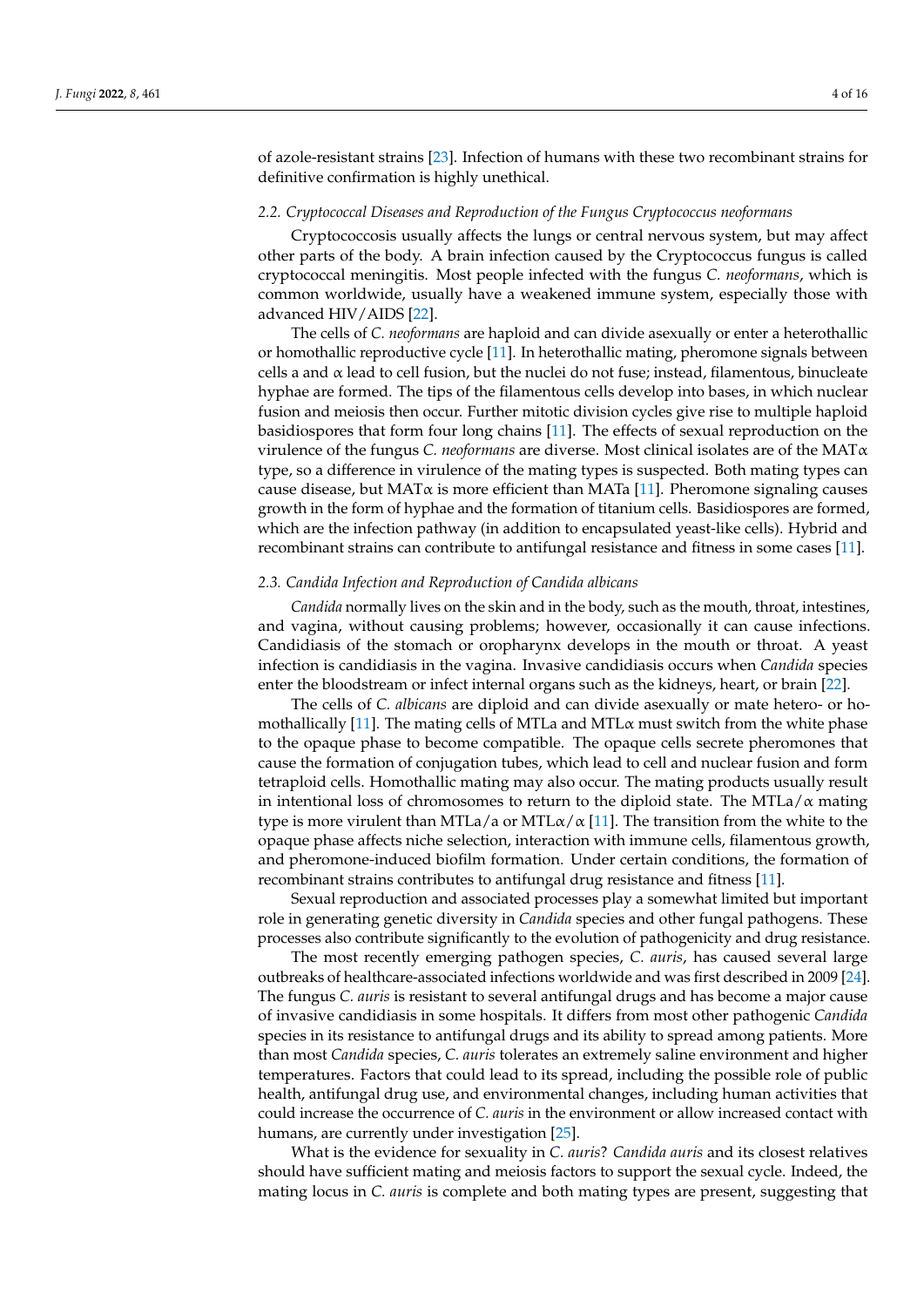of azole-resistant strains [23]. Infection of humans with these two recombinant strains for definitive confirmation is highly unethical.

### 2.2. Cryptococcal Diseases and Reproduction of the Fungus Cryptococcus neoformans

Cryptococcosis usually affects the lungs or central nervous system, but may affect other parts of the body. A brain infection caused by the Cryptococcus fungus is called cryptococcal meningitis. Most people infected with the fungus *C. neoformans*, which is common worldwide, usually have a weakened immune system, especially those with advanced HIV/AIDS [22].

The cells of *C. neoformans* are haploid and can divide asexually or enter a heterothallic or homothallic reproductive cycle [11]. In heterothallic mating, pheromone signals between cells a and α lead to cell fusion, but the nuclei do not fuse; instead, filamentous, binucleate hyphae are formed. The tips of the filamentous cells develop into bases, in which nuclear fusion and meiosis then occur. Further mitotic division cycles give rise to multiple haploid basidiospores that form four long chains [11]. The effects of sexual reproduction on the virulence of the fungus *C. neoformans* are diverse. Most clinical isolates are of the MATα type, so a difference in virulence of the mating types is suspected. Both mating types can cause disease, but MATα is more efficient than MATa [11]. Pheromone signaling causes growth in the form of hyphae and the formation of titanium cells. Basidiospores are formed, which are the infection pathway (in addition to encapsulated yeast-like cells). Hybrid and recombinant strains can contribute to antifungal resistance and fitness in some cases [11].

### 2.3. Candida Infection and Reproduction of Candida albicans

*Candida* normally lives on the skin and in the body, such as the mouth, throat, intestines, and vagina, without causing problems; however, occasionally it can cause infections. Candidiasis of the stomach or oropharynx develops in the mouth or throat. A yeast infection is candidiasis in the vagina. Invasive candidiasis occurs when *Candida* species enter the bloodstream or infect internal organs such as the kidneys, heart, or brain [22].

The cells of *C. albicans* are diploid and can divide asexually or mate hetero- or homothallically [11]. The mating cells of MTLa and MTLα must switch from the white phase to the opaque phase to become compatible. The opaque cells secrete pheromones that cause the formation of conjugation tubes, which lead to cell and nuclear fusion and form tetraploid cells. Homothallic mating may also occur. The mating products usually result in intentional loss of chromosomes to return to the diploid state. The MTLa/α mating type is more virulent than MTLa/a or MTLα/α [11]. The transition from the white to the opaque phase affects niche selection, interaction with immune cells, filamentous growth, and pheromone-induced biofilm formation. Under certain conditions, the formation of recombinant strains contributes to antifungal drug resistance and fitness [11].

Sexual reproduction and associated processes play a somewhat limited but important role in generating genetic diversity in *Candida* species and other fungal pathogens. These processes also contribute significantly to the evolution of pathogenicity and drug resistance.

The most recently emerging pathogen species, *C. auris*, has caused several large outbreaks of healthcare-associated infections worldwide and was first described in 2009 [24]. The fungus *C. auris* is resistant to several antifungal drugs and has become a major cause of invasive candidiasis in some hospitals. It differs from most other pathogenic *Candida* species in its resistance to antifungal drugs and its ability to spread among patients. More than most *Candida* species, *C. auris* tolerates an extremely saline environment and higher temperatures. Factors that could lead to its spread, including the possible role of public health, antifungal drug use, and environmental changes, including human activities that could increase the occurrence of *C. auris* in the environment or allow increased contact with humans, are currently under investigation [25].

What is the evidence for sexuality in *C. auris*? *Candida auris* and its closest relatives should have sufficient mating and meiosis factors to support the sexual cycle. Indeed, the mating locus in *C. auris* is complete and both mating types are present, suggesting that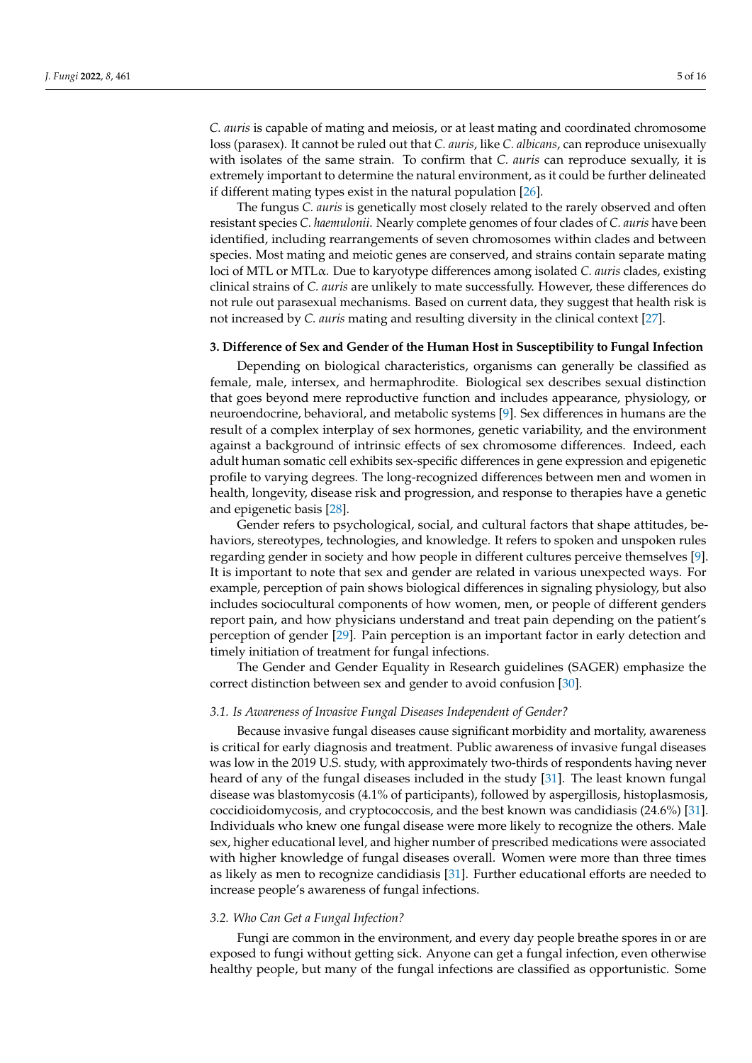*C. auris* is capable of mating and meiosis, or at least mating and coordinated chromosome loss (parasex). It cannot be ruled out that *C. auris*, like *C. albicans*, can reproduce unisexually with isolates of the same strain. To confirm that *C. auris* can reproduce sexually, it is extremely important to determine the natural environment, as it could be further delineated if different mating types exist in the natural population [26].

The fungus *C. auris* is genetically most closely related to the rarely observed and often resistant species *C. haemulonii*. Nearly complete genomes of four clades of *C. auris* have been identified, including rearrangements of seven chromosomes within clades and between species. Most mating and meiotic genes are conserved, and strains contain separate mating loci of MTL or MTL$\alpha$. Due to karyotype differences among isolated *C. auris* clades, existing clinical strains of *C. auris* are unlikely to mate successfully. However, these differences do not rule out parasexual mechanisms. Based on current data, they suggest that health risk is not increased by *C. auris* mating and resulting diversity in the clinical context [27].

## 3. Difference of Sex and Gender of the Human Host in Susceptibility to Fungal Infection

Depending on biological characteristics, organisms can generally be classified as female, male, intersex, and hermaphrodite. Biological sex describes sexual distinction that goes beyond mere reproductive function and includes appearance, physiology, or neuroendocrine, behavioral, and metabolic systems [9]. Sex differences in humans are the result of a complex interplay of sex hormones, genetic variability, and the environment against a background of intrinsic effects of sex chromosome differences. Indeed, each adult human somatic cell exhibits sex-specific differences in gene expression and epigenetic profile to varying degrees. The long-recognized differences between men and women in health, longevity, disease risk and progression, and response to therapies have a genetic and epigenetic basis [28].

Gender refers to psychological, social, and cultural factors that shape attitudes, behaviors, stereotypes, technologies, and knowledge. It refers to spoken and unspoken rules regarding gender in society and how people in different cultures perceive themselves [9]. It is important to note that sex and gender are related in various unexpected ways. For example, perception of pain shows biological differences in signaling physiology, but also includes sociocultural components of how women, men, or people of different genders report pain, and how physicians understand and treat pain depending on the patient's perception of gender [29]. Pain perception is an important factor in early detection and timely initiation of treatment for fungal infections.

The Gender and Gender Equality in Research guidelines (SAGER) emphasize the correct distinction between sex and gender to avoid confusion [30].

### *3.1. Is Awareness of Invasive Fungal Diseases Independent of Gender?*

Because invasive fungal diseases cause significant morbidity and mortality, awareness is critical for early diagnosis and treatment. Public awareness of invasive fungal diseases was low in the 2019 U.S. study, with approximately two-thirds of respondents having never heard of any of the fungal diseases included in the study [31]. The least known fungal disease was blastomycosis (4.1% of participants), followed by aspergillosis, histoplasmosis, coccidioidomycosis, and cryptococcosis, and the best known was candidiasis (24.6%) [31]. Individuals who knew one fungal disease were more likely to recognize the others. Male sex, higher educational level, and higher number of prescribed medications were associated with higher knowledge of fungal diseases overall. Women were more than three times as likely as men to recognize candidiasis [31]. Further educational efforts are needed to increase people's awareness of fungal infections.

### *3.2. Who Can Get a Fungal Infection?*

Fungi are common in the environment, and every day people breathe spores in or are exposed to fungi without getting sick. Anyone can get a fungal infection, even otherwise healthy people, but many of the fungal infections are classified as opportunistic. Some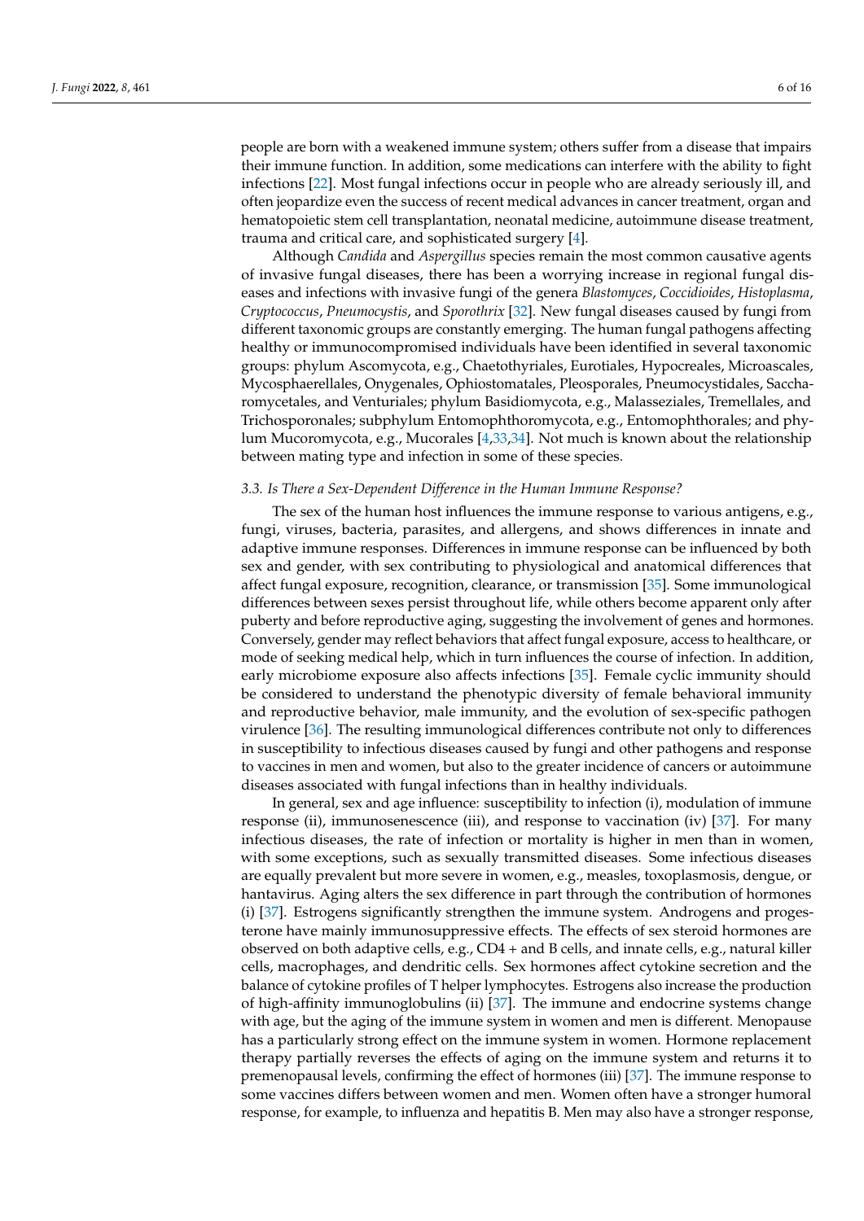people are born with a weakened immune system; others suffer from a disease that impairs their immune function. In addition, some medications can interfere with the ability to fight infections [22]. Most fungal infections occur in people who are already seriously ill, and often jeopardize even the success of recent medical advances in cancer treatment, organ and hematopoietic stem cell transplantation, neonatal medicine, autoimmune disease treatment, trauma and critical care, and sophisticated surgery [4].

Although *Candida* and *Aspergillus* species remain the most common causative agents of invasive fungal diseases, there has been a worrying increase in regional fungal diseases and infections with invasive fungi of the genera *Blastomyces*, *Coccidioides*, *Histoplasma*, *Cryptococcus*, *Pneumocystis*, and *Sporothrix* [32]. New fungal diseases caused by fungi from different taxonomic groups are constantly emerging. The human fungal pathogens affecting healthy or immunocompromised individuals have been identified in several taxonomic groups: phylum Ascomycota, e.g., Chaetothyriales, Eurotiales, Hypocreales, Microascales, Mycosphaerellales, Onygenales, Ophiostomatales, Pleosporales, Pneumocystidales, Saccharomycetales, and Venturiales; phylum Basidiomycota, e.g., Malasseziales, Tremellales, and Trichosporonales; subphylum Entomophthoromycota, e.g., Entomophthorales; and phylum Mucoromycota, e.g., Mucorales [4,33,34]. Not much is known about the relationship between mating type and infection in some of these species.

### 3.3. Is There a Sex-Dependent Difference in the Human Immune Response?

The sex of the human host influences the immune response to various antigens, e.g., fungi, viruses, bacteria, parasites, and allergens, and shows differences in innate and adaptive immune responses. Differences in immune response can be influenced by both sex and gender, with sex contributing to physiological and anatomical differences that affect fungal exposure, recognition, clearance, or transmission [35]. Some immunological differences between sexes persist throughout life, while others become apparent only after puberty and before reproductive aging, suggesting the involvement of genes and hormones. Conversely, gender may reflect behaviors that affect fungal exposure, access to healthcare, or mode of seeking medical help, which in turn influences the course of infection. In addition, early microbiome exposure also affects infections [35]. Female cyclic immunity should be considered to understand the phenotypic diversity of female behavioral immunity and reproductive behavior, male immunity, and the evolution of sex-specific pathogen virulence [36]. The resulting immunological differences contribute not only to differences in susceptibility to infectious diseases caused by fungi and other pathogens and response to vaccines in men and women, but also to the greater incidence of cancers or autoimmune diseases associated with fungal infections than in healthy individuals.

In general, sex and age influence: susceptibility to infection (i), modulation of immune response (ii), immunosenescence (iii), and response to vaccination (iv) [37]. For many infectious diseases, the rate of infection or mortality is higher in men than in women, with some exceptions, such as sexually transmitted diseases. Some infectious diseases are equally prevalent but more severe in women, e.g., measles, toxoplasmosis, dengue, or hantavirus. Aging alters the sex difference in part through the contribution of hormones (i) [37]. Estrogens significantly strengthen the immune system. Androgens and progesterone have mainly immunosuppressive effects. The effects of sex steroid hormones are observed on both adaptive cells, e.g., CD4 + and B cells, and innate cells, e.g., natural killer cells, macrophages, and dendritic cells. Sex hormones affect cytokine secretion and the balance of cytokine profiles of T helper lymphocytes. Estrogens also increase the production of high-affinity immunoglobulins (ii) [37]. The immune and endocrine systems change with age, but the aging of the immune system in women and men is different. Menopause has a particularly strong effect on the immune system in women. Hormone replacement therapy partially reverses the effects of aging on the immune system and returns it to premenopausal levels, confirming the effect of hormones (iii) [37]. The immune response to some vaccines differs between women and men. Women often have a stronger humoral response, for example, to influenza and hepatitis B. Men may also have a stronger response,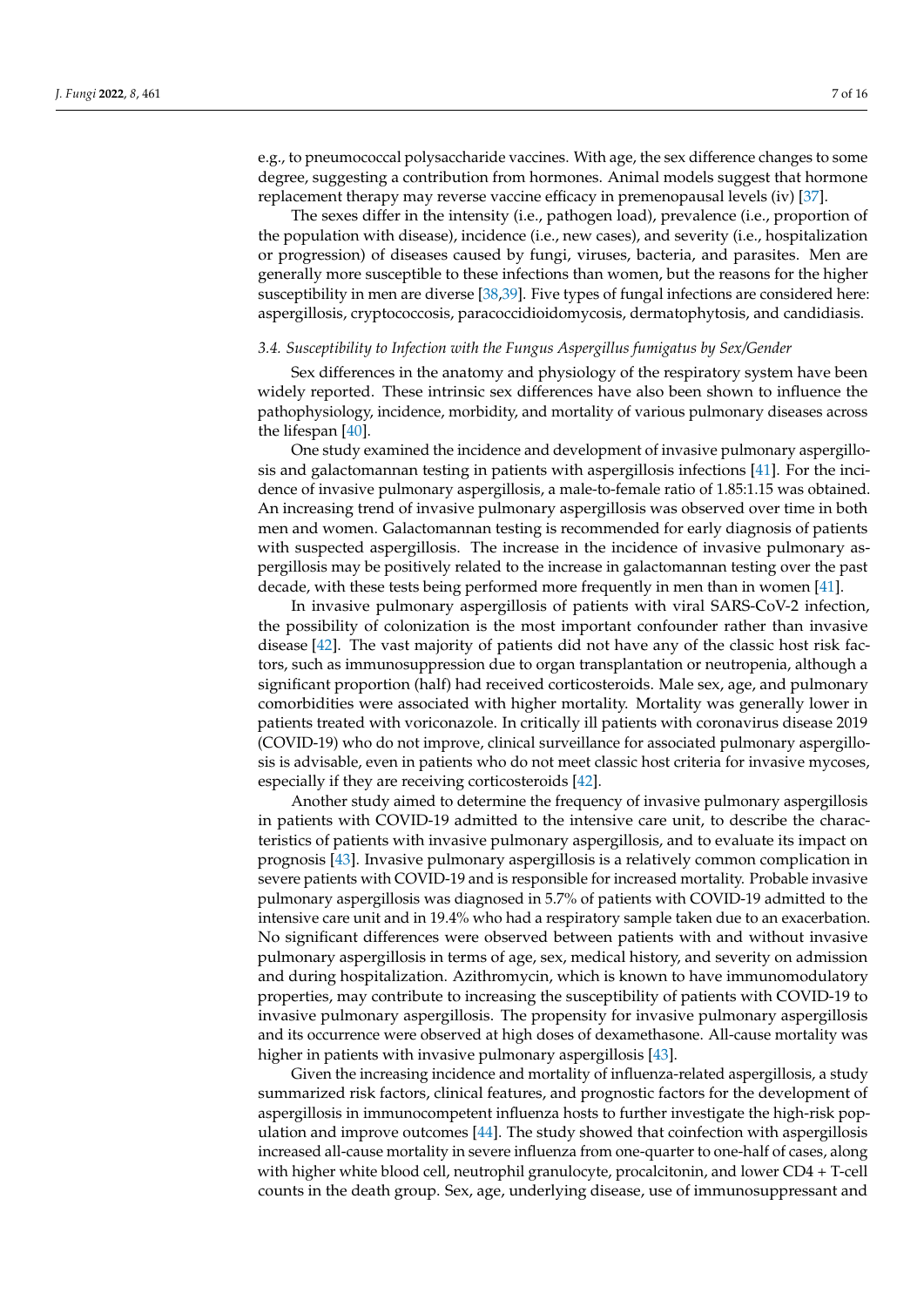e.g., to pneumococcal polysaccharide vaccines. With age, the sex difference changes to some degree, suggesting a contribution from hormones. Animal models suggest that hormone replacement therapy may reverse vaccine efficacy in premenopausal levels (iv) [37].

The sexes differ in the intensity (i.e., pathogen load), prevalence (i.e., proportion of the population with disease), incidence (i.e., new cases), and severity (i.e., hospitalization or progression) of diseases caused by fungi, viruses, bacteria, and parasites. Men are generally more susceptible to these infections than women, but the reasons for the higher susceptibility in men are diverse [38,39]. Five types of fungal infections are considered here: aspergillosis, cryptococcosis, paracoccidioidomycosis, dermatophytosis, and candidiasis.

### *3.4. Susceptibility to Infection with the Fungus Aspergillus fumigatus by Sex/Gender*

Sex differences in the anatomy and physiology of the respiratory system have been widely reported. These intrinsic sex differences have also been shown to influence the pathophysiology, incidence, morbidity, and mortality of various pulmonary diseases across the lifespan [40].

One study examined the incidence and development of invasive pulmonary aspergillosis and galactomannan testing in patients with aspergillosis infections [41]. For the incidence of invasive pulmonary aspergillosis, a male-to-female ratio of 1.85:1.15 was obtained. An increasing trend of invasive pulmonary aspergillosis was observed over time in both men and women. Galactomannan testing is recommended for early diagnosis of patients with suspected aspergillosis. The increase in the incidence of invasive pulmonary aspergillosis may be positively related to the increase in galactomannan testing over the past decade, with these tests being performed more frequently in men than in women [41].

In invasive pulmonary aspergillosis of patients with viral SARS-CoV-2 infection, the possibility of colonization is the most important confounder rather than invasive disease [42]. The vast majority of patients did not have any of the classic host risk factors, such as immunosuppression due to organ transplantation or neutropenia, although a significant proportion (half) had received corticosteroids. Male sex, age, and pulmonary comorbidities were associated with higher mortality. Mortality was generally lower in patients treated with voriconazole. In critically ill patients with coronavirus disease 2019 (COVID-19) who do not improve, clinical surveillance for associated pulmonary aspergillosis is advisable, even in patients who do not meet classic host criteria for invasive mycoses, especially if they are receiving corticosteroids [42].

Another study aimed to determine the frequency of invasive pulmonary aspergillosis in patients with COVID-19 admitted to the intensive care unit, to describe the characteristics of patients with invasive pulmonary aspergillosis, and to evaluate its impact on prognosis [43]. Invasive pulmonary aspergillosis is a relatively common complication in severe patients with COVID-19 and is responsible for increased mortality. Probable invasive pulmonary aspergillosis was diagnosed in 5.7% of patients with COVID-19 admitted to the intensive care unit and in 19.4% who had a respiratory sample taken due to an exacerbation. No significant differences were observed between patients with and without invasive pulmonary aspergillosis in terms of age, sex, medical history, and severity on admission and during hospitalization. Azithromycin, which is known to have immunomodulatory properties, may contribute to increasing the susceptibility of patients with COVID-19 to invasive pulmonary aspergillosis. The propensity for invasive pulmonary aspergillosis and its occurrence were observed at high doses of dexamethasone. All-cause mortality was higher in patients with invasive pulmonary aspergillosis [43].

Given the increasing incidence and mortality of influenza-related aspergillosis, a study summarized risk factors, clinical features, and prognostic factors for the development of aspergillosis in immunocompetent influenza hosts to further investigate the high-risk population and improve outcomes [44]. The study showed that coinfection with aspergillosis increased all-cause mortality in severe influenza from one-quarter to one-half of cases, along with higher white blood cell, neutrophil granulocyte, procalcitonin, and lower CD4 + T-cell counts in the death group. Sex, age, underlying disease, use of immunosuppressant and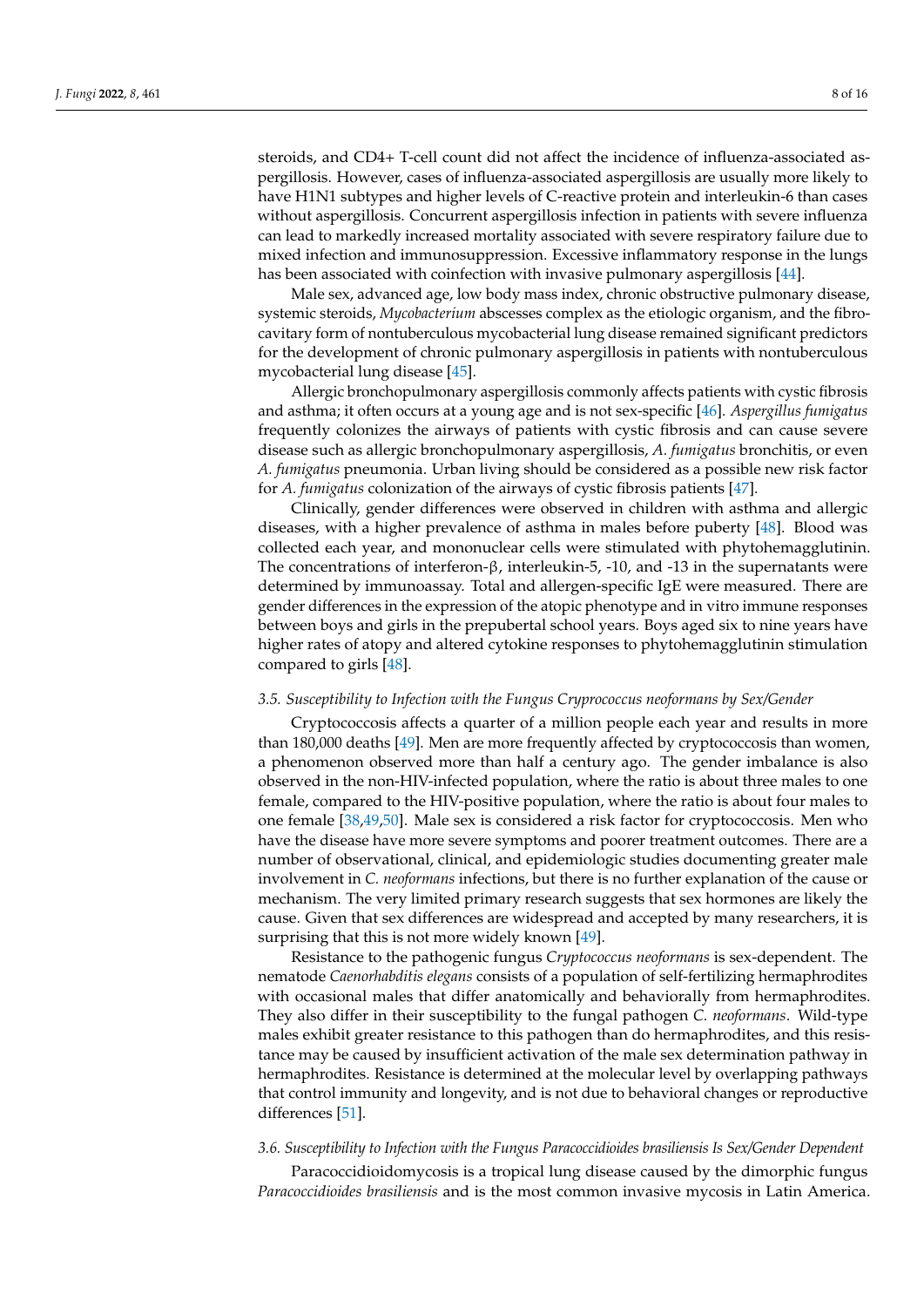steroids, and CD4+ T-cell count did not affect the incidence of influenza-associated aspergillosis. However, cases of influenza-associated aspergillosis are usually more likely to have H1N1 subtypes and higher levels of C-reactive protein and interleukin-6 than cases without aspergillosis. Concurrent aspergillosis infection in patients with severe influenza can lead to markedly increased mortality associated with severe respiratory failure due to mixed infection and immunosuppression. Excessive inflammatory response in the lungs has been associated with coinfection with invasive pulmonary aspergillosis [44].

Male sex, advanced age, low body mass index, chronic obstructive pulmonary disease, systemic steroids, *Mycobacterium* abscesses complex as the etiologic organism, and the fibrocavitary form of nontuberculous mycobacterial lung disease remained significant predictors for the development of chronic pulmonary aspergillosis in patients with nontuberculous mycobacterial lung disease [45].

Allergic bronchopulmonary aspergillosis commonly affects patients with cystic fibrosis and asthma; it often occurs at a young age and is not sex-specific [46]. *Aspergillus fumigatus* frequently colonizes the airways of patients with cystic fibrosis and can cause severe disease such as allergic bronchopulmonary aspergillosis, *A. fumigatus* bronchitis, or even *A. fumigatus* pneumonia. Urban living should be considered as a possible new risk factor for *A. fumigatus* colonization of the airways of cystic fibrosis patients [47].

Clinically, gender differences were observed in children with asthma and allergic diseases, with a higher prevalence of asthma in males before puberty [48]. Blood was collected each year, and mononuclear cells were stimulated with phytohemagglutinin. The concentrations of interferon-β, interleukin-5, -10, and -13 in the supernatants were determined by immunoassay. Total and allergen-specific IgE were measured. There are gender differences in the expression of the atopic phenotype and in vitro immune responses between boys and girls in the prepubertal school years. Boys aged six to nine years have higher rates of atopy and altered cytokine responses to phytohemagglutinin stimulation compared to girls [48].

### *3.5. Susceptibility to Infection with the Fungus Cryprococcus neoformans by Sex/Gender*

Cryptococcosis affects a quarter of a million people each year and results in more than 180,000 deaths [49]. Men are more frequently affected by cryptococcosis than women, a phenomenon observed more than half a century ago. The gender imbalance is also observed in the non-HIV-infected population, where the ratio is about three males to one female, compared to the HIV-positive population, where the ratio is about four males to one female [38,49,50]. Male sex is considered a risk factor for cryptococcosis. Men who have the disease have more severe symptoms and poorer treatment outcomes. There are a number of observational, clinical, and epidemiologic studies documenting greater male involvement in *C. neoformans* infections, but there is no further explanation of the cause or mechanism. The very limited primary research suggests that sex hormones are likely the cause. Given that sex differences are widespread and accepted by many researchers, it is surprising that this is not more widely known [49].

Resistance to the pathogenic fungus *Cryptococcus neoformans* is sex-dependent. The nematode *Caenorhabditis elegans* consists of a population of self-fertilizing hermaphrodites with occasional males that differ anatomically and behaviorally from hermaphrodites. They also differ in their susceptibility to the fungal pathogen *C. neoformans*. Wild-type males exhibit greater resistance to this pathogen than do hermaphrodites, and this resistance may be caused by insufficient activation of the male sex determination pathway in hermaphrodites. Resistance is determined at the molecular level by overlapping pathways that control immunity and longevity, and is not due to behavioral changes or reproductive differences [51].

### *3.6. Susceptibility to Infection with the Fungus Paracoccidioides brasiliensis Is Sex/Gender Dependent*

Paracoccidioidomycosis is a tropical lung disease caused by the dimorphic fungus *Paracoccidioides brasiliensis* and is the most common invasive mycosis in Latin America.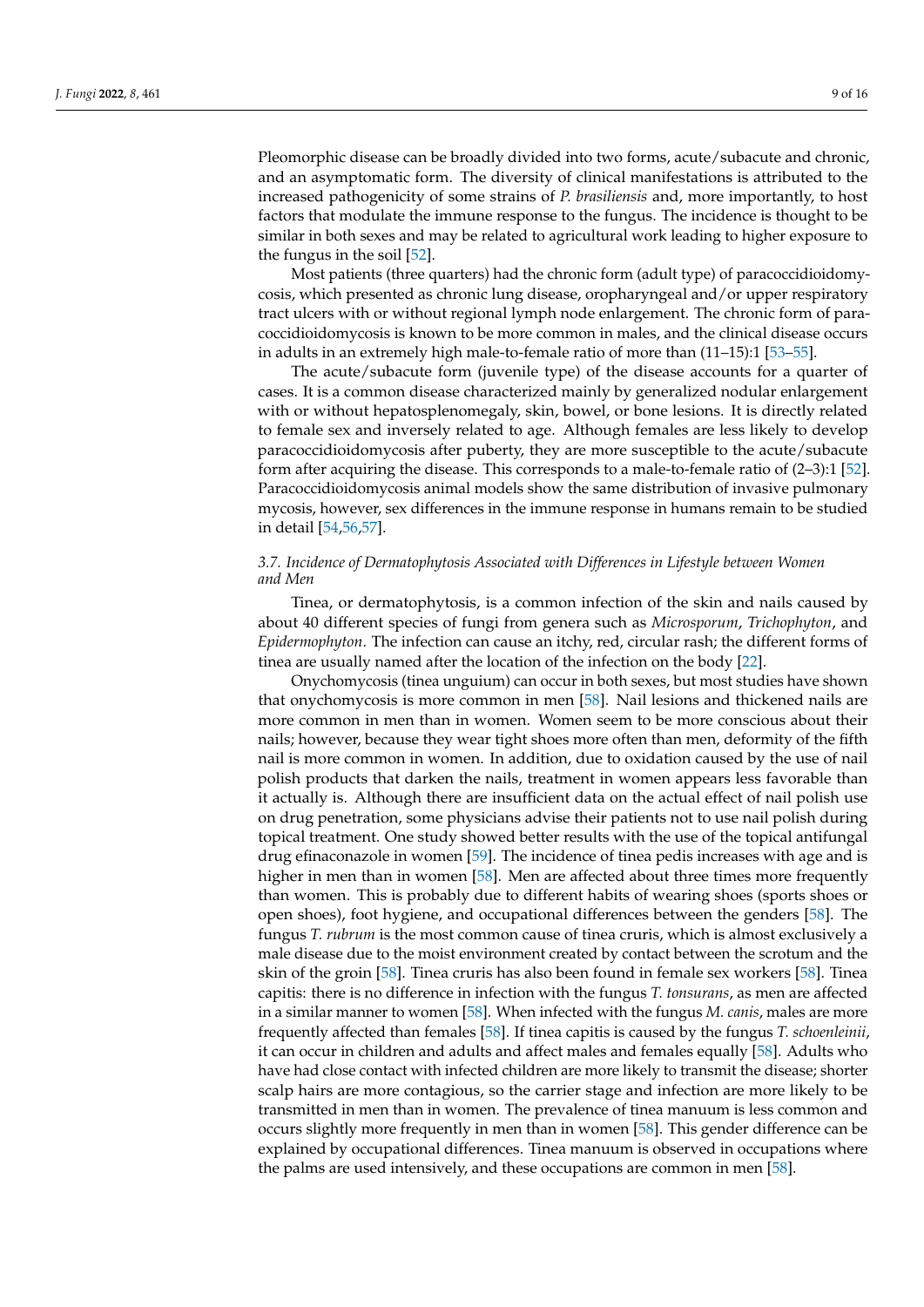Pleomorphic disease can be broadly divided into two forms, acute/subacute and chronic, and an asymptomatic form. The diversity of clinical manifestations is attributed to the increased pathogenicity of some strains of *P. brasiliensis* and, more importantly, to host factors that modulate the immune response to the fungus. The incidence is thought to be similar in both sexes and may be related to agricultural work leading to higher exposure to the fungus in the soil [52].

Most patients (three quarters) had the chronic form (adult type) of paracoccidioidomycosis, which presented as chronic lung disease, oropharyngeal and/or upper respiratory tract ulcers with or without regional lymph node enlargement. The chronic form of paracoccidioidomycosis is known to be more common in males, and the clinical disease occurs in adults in an extremely high male-to-female ratio of more than (11–15):1 [53–55].

The acute/subacute form (juvenile type) of the disease accounts for a quarter of cases. It is a common disease characterized mainly by generalized nodular enlargement with or without hepatosplenomegaly, skin, bowel, or bone lesions. It is directly related to female sex and inversely related to age. Although females are less likely to develop paracoccidioidomycosis after puberty, they are more susceptible to the acute/subacute form after acquiring the disease. This corresponds to a male-to-female ratio of (2–3):1 [52]. Paracoccidioidomycosis animal models show the same distribution of invasive pulmonary mycosis, however, sex differences in the immune response in humans remain to be studied in detail [54,56,57].

### *3.7. Incidence of Dermatophytosis Associated with Differences in Lifestyle between Women and Men*

Tinea, or dermatophytosis, is a common infection of the skin and nails caused by about 40 different species of fungi from genera such as *Microsporum*, *Trichophyton*, and *Epidermophyton*. The infection can cause an itchy, red, circular rash; the different forms of tinea are usually named after the location of the infection on the body [22].

Onychomycosis (tinea unguium) can occur in both sexes, but most studies have shown that onychomycosis is more common in men [58]. Nail lesions and thickened nails are more common in men than in women. Women seem to be more conscious about their nails; however, because they wear tight shoes more often than men, deformity of the fifth nail is more common in women. In addition, due to oxidation caused by the use of nail polish products that darken the nails, treatment in women appears less favorable than it actually is. Although there are insufficient data on the actual effect of nail polish use on drug penetration, some physicians advise their patients not to use nail polish during topical treatment. One study showed better results with the use of the topical antifungal drug efinaconazole in women [59]. The incidence of tinea pedis increases with age and is higher in men than in women [58]. Men are affected about three times more frequently than women. This is probably due to different habits of wearing shoes (sports shoes or open shoes), foot hygiene, and occupational differences between the genders [58]. The fungus *T. rubrum* is the most common cause of tinea cruris, which is almost exclusively a male disease due to the moist environment created by contact between the scrotum and the skin of the groin [58]. Tinea cruris has also been found in female sex workers [58]. Tinea capitis: there is no difference in infection with the fungus *T. tonsurans*, as men are affected in a similar manner to women [58]. When infected with the fungus *M. canis*, males are more frequently affected than females [58]. If tinea capitis is caused by the fungus *T. schoenleinii*, it can occur in children and adults and affect males and females equally [58]. Adults who have had close contact with infected children are more likely to transmit the disease; shorter scalp hairs are more contagious, so the carrier stage and infection are more likely to be transmitted in men than in women. The prevalence of tinea manuum is less common and occurs slightly more frequently in men than in women [58]. This gender difference can be explained by occupational differences. Tinea manuum is observed in occupations where the palms are used intensively, and these occupations are common in men [58].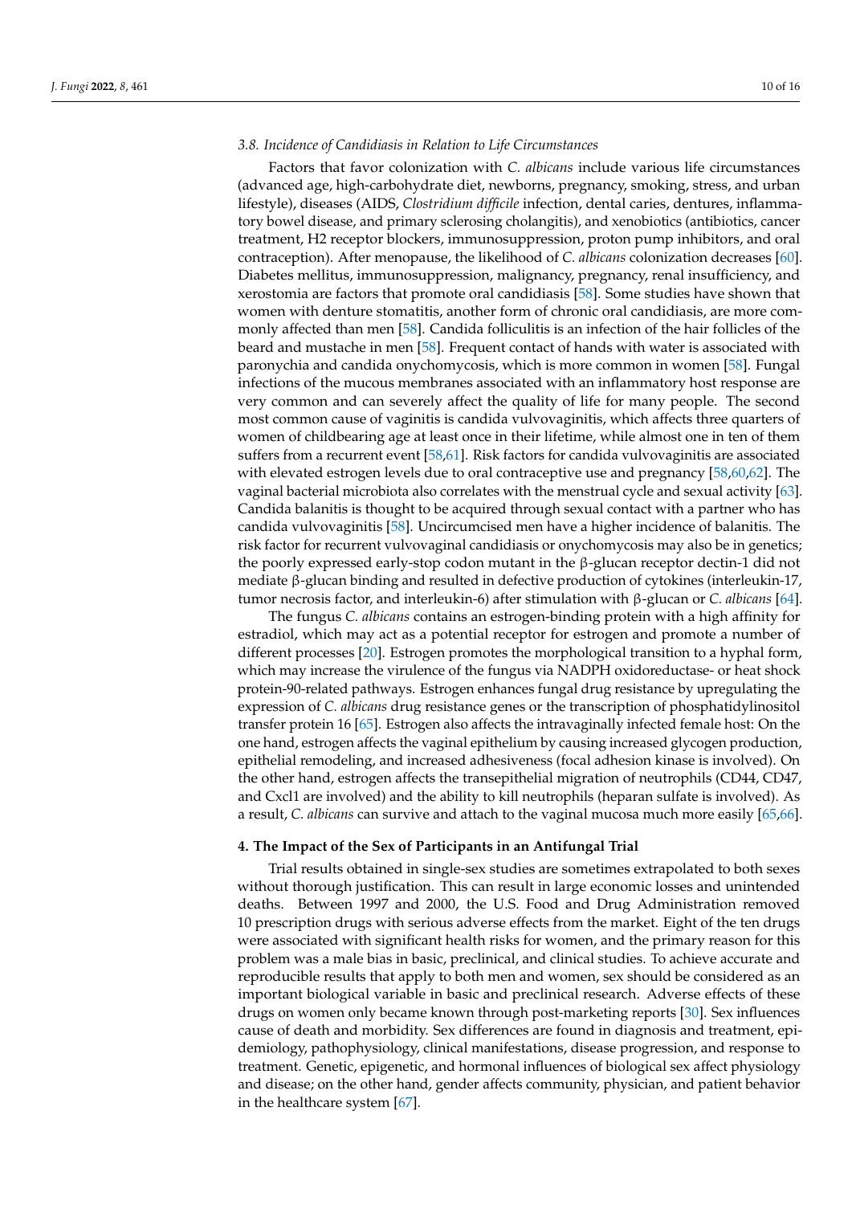### *3.8. Incidence of Candidiasis in Relation to Life Circumstances*

Factors that favor colonization with *C. albicans* include various life circumstances (advanced age, high-carbohydrate diet, newborns, pregnancy, smoking, stress, and urban lifestyle), diseases (AIDS, *Clostridium difficile* infection, dental caries, dentures, inflammatory bowel disease, and primary sclerosing cholangitis), and xenobiotics (antibiotics, cancer treatment, H2 receptor blockers, immunosuppression, proton pump inhibitors, and oral contraception). After menopause, the likelihood of *C. albicans* colonization decreases [60]. Diabetes mellitus, immunosuppression, malignancy, pregnancy, renal insufficiency, and xerostomia are factors that promote oral candidiasis [58]. Some studies have shown that women with denture stomatitis, another form of chronic oral candidiasis, are more commonly affected than men [58]. Candida folliculitis is an infection of the hair follicles of the beard and mustache in men [58]. Frequent contact of hands with water is associated with paronychia and candida onychomycosis, which is more common in women [58]. Fungal infections of the mucous membranes associated with an inflammatory host response are very common and can severely affect the quality of life for many people. The second most common cause of vaginitis is candida vulvovaginitis, which affects three quarters of women of childbearing age at least once in their lifetime, while almost one in ten of them suffers from a recurrent event [58,61]. Risk factors for candida vulvovaginitis are associated with elevated estrogen levels due to oral contraceptive use and pregnancy [58,60,62]. The vaginal bacterial microbiota also correlates with the menstrual cycle and sexual activity [63]. Candida balanitis is thought to be acquired through sexual contact with a partner who has candida vulvovaginitis [58]. Uncircumcised men have a higher incidence of balanitis. The risk factor for recurrent vulvovaginal candidiasis or onychomycosis may also be in genetics; the poorly expressed early-stop codon mutant in the β-glucan receptor dectin-1 did not mediate β-glucan binding and resulted in defective production of cytokines (interleukin-17, tumor necrosis factor, and interleukin-6) after stimulation with β-glucan or *C. albicans* [64].

The fungus *C. albicans* contains an estrogen-binding protein with a high affinity for estradiol, which may act as a potential receptor for estrogen and promote a number of different processes [20]. Estrogen promotes the morphological transition to a hyphal form, which may increase the virulence of the fungus via NADPH oxidoreductase- or heat shock protein-90-related pathways. Estrogen enhances fungal drug resistance by upregulating the expression of *C. albicans* drug resistance genes or the transcription of phosphatidylinositol transfer protein 16 [65]. Estrogen also affects the intravaginally infected female host: On the one hand, estrogen affects the vaginal epithelium by causing increased glycogen production, epithelial remodeling, and increased adhesiveness (focal adhesion kinase is involved). On the other hand, estrogen affects the transepithelial migration of neutrophils (CD44, CD47, and Cxcl1 are involved) and the ability to kill neutrophils (heparan sulfate is involved). As a result, *C. albicans* can survive and attach to the vaginal mucosa much more easily [65,66].

## 4. The Impact of the Sex of Participants in an Antifungal Trial

Trial results obtained in single-sex studies are sometimes extrapolated to both sexes without thorough justification. This can result in large economic losses and unintended deaths. Between 1997 and 2000, the U.S. Food and Drug Administration removed 10 prescription drugs with serious adverse effects from the market. Eight of the ten drugs were associated with significant health risks for women, and the primary reason for this problem was a male bias in basic, preclinical, and clinical studies. To achieve accurate and reproducible results that apply to both men and women, sex should be considered as an important biological variable in basic and preclinical research. Adverse effects of these drugs on women only became known through post-marketing reports [30]. Sex influences cause of death and morbidity. Sex differences are found in diagnosis and treatment, epidemiology, pathophysiology, clinical manifestations, disease progression, and response to treatment. Genetic, epigenetic, and hormonal influences of biological sex affect physiology and disease; on the other hand, gender affects community, physician, and patient behavior in the healthcare system [67].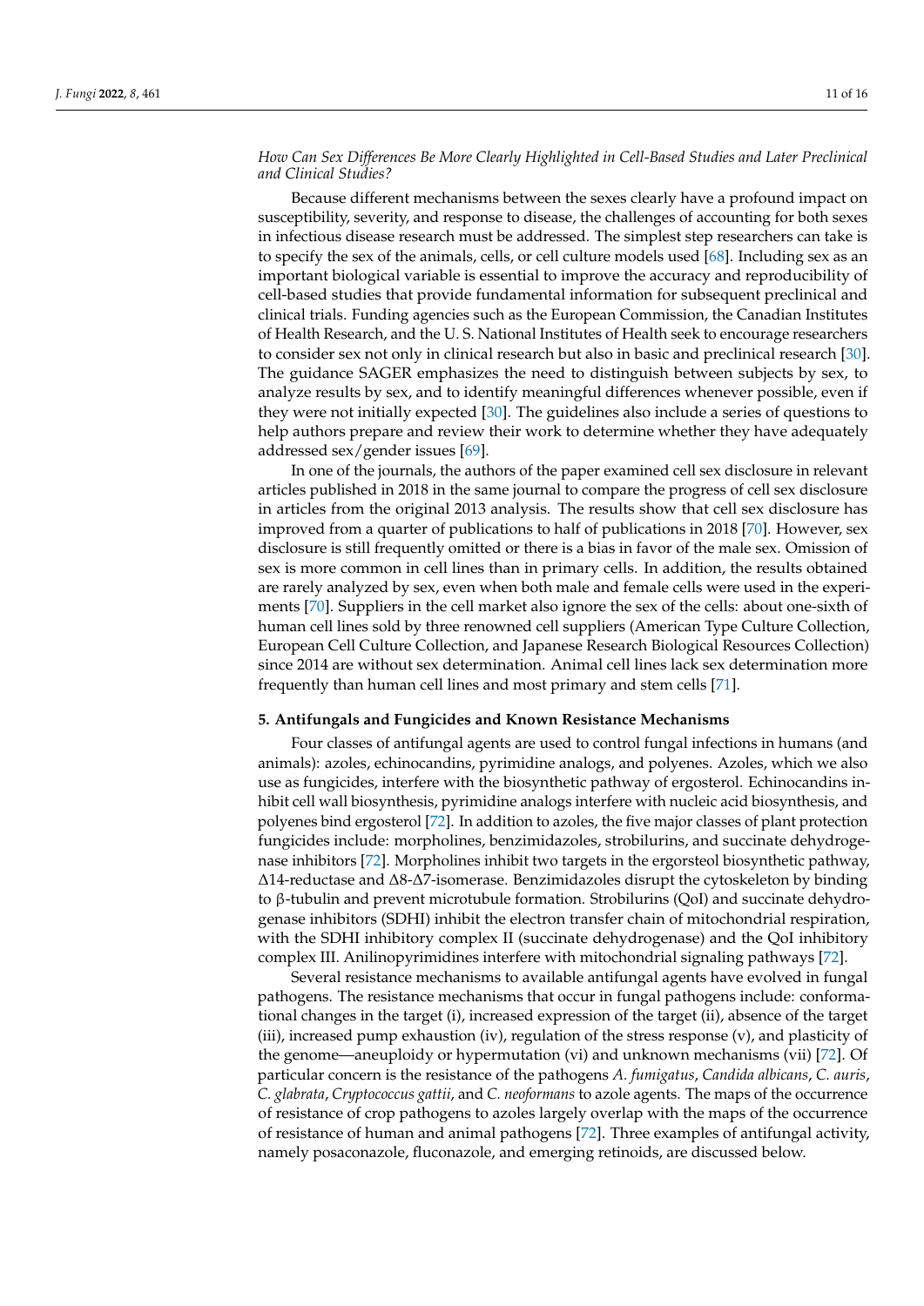*How Can Sex Differences Be More Clearly Highlighted in Cell-Based Studies and Later Preclinical and Clinical Studies?*

Because different mechanisms between the sexes clearly have a profound impact on susceptibility, severity, and response to disease, the challenges of accounting for both sexes in infectious disease research must be addressed. The simplest step researchers can take is to specify the sex of the animals, cells, or cell culture models used [68]. Including sex as an important biological variable is essential to improve the accuracy and reproducibility of cell-based studies that provide fundamental information for subsequent preclinical and clinical trials. Funding agencies such as the European Commission, the Canadian Institutes of Health Research, and the U. S. National Institutes of Health seek to encourage researchers to consider sex not only in clinical research but also in basic and preclinical research [30]. The guidance SAGER emphasizes the need to distinguish between subjects by sex, to analyze results by sex, and to identify meaningful differences whenever possible, even if they were not initially expected [30]. The guidelines also include a series of questions to help authors prepare and review their work to determine whether they have adequately addressed sex/gender issues [69].

In one of the journals, the authors of the paper examined cell sex disclosure in relevant articles published in 2018 in the same journal to compare the progress of cell sex disclosure in articles from the original 2013 analysis. The results show that cell sex disclosure has improved from a quarter of publications to half of publications in 2018 [70]. However, sex disclosure is still frequently omitted or there is a bias in favor of the male sex. Omission of sex is more common in cell lines than in primary cells. In addition, the results obtained are rarely analyzed by sex, even when both male and female cells were used in the experiments [70]. Suppliers in the cell market also ignore the sex of the cells: about one-sixth of human cell lines sold by three renowned cell suppliers (American Type Culture Collection, European Cell Culture Collection, and Japanese Research Biological Resources Collection) since 2014 are without sex determination. Animal cell lines lack sex determination more frequently than human cell lines and most primary and stem cells [71].

## 5. Antifungals and Fungicides and Known Resistance Mechanisms

Four classes of antifungal agents are used to control fungal infections in humans (and animals): azoles, echinocandins, pyrimidine analogs, and polyenes. Azoles, which we also use as fungicides, interfere with the biosynthetic pathway of ergosterol. Echinocandins inhibit cell wall biosynthesis, pyrimidine analogs interfere with nucleic acid biosynthesis, and polyenes bind ergosterol [72]. In addition to azoles, the five major classes of plant protection fungicides include: morpholines, benzimidazoles, strobilurins, and succinate dehydrogenase inhibitors [72]. Morpholines inhibit two targets in the ergorsteol biosynthetic pathway, Δ14-reductase and Δ8-Δ7-isomerase. Benzimidazoles disrupt the cytoskeleton by binding to β-tubulin and prevent microtubule formation. Strobilurins (QoI) and succinate dehydrogenase inhibitors (SDHI) inhibit the electron transfer chain of mitochondrial respiration, with the SDHI inhibitory complex II (succinate dehydrogenase) and the QoI inhibitory complex III. Anilinopyrimidines interfere with mitochondrial signaling pathways [72].

Several resistance mechanisms to available antifungal agents have evolved in fungal pathogens. The resistance mechanisms that occur in fungal pathogens include: conformational changes in the target (i), increased expression of the target (ii), absence of the target (iii), increased pump exhaustion (iv), regulation of the stress response (v), and plasticity of the genome—aneuploidy or hypermutation (vi) and unknown mechanisms (vii) [72]. Of particular concern is the resistance of the pathogens *A. fumigatus*, *Candida albicans*, *C. auris*, *C. glabrata*, *Cryptococcus gattii*, and *C. neoformans* to azole agents. The maps of the occurrence of resistance of crop pathogens to azoles largely overlap with the maps of the occurrence of resistance of human and animal pathogens [72]. Three examples of antifungal activity, namely posaconazole, fluconazole, and emerging retinoids, are discussed below.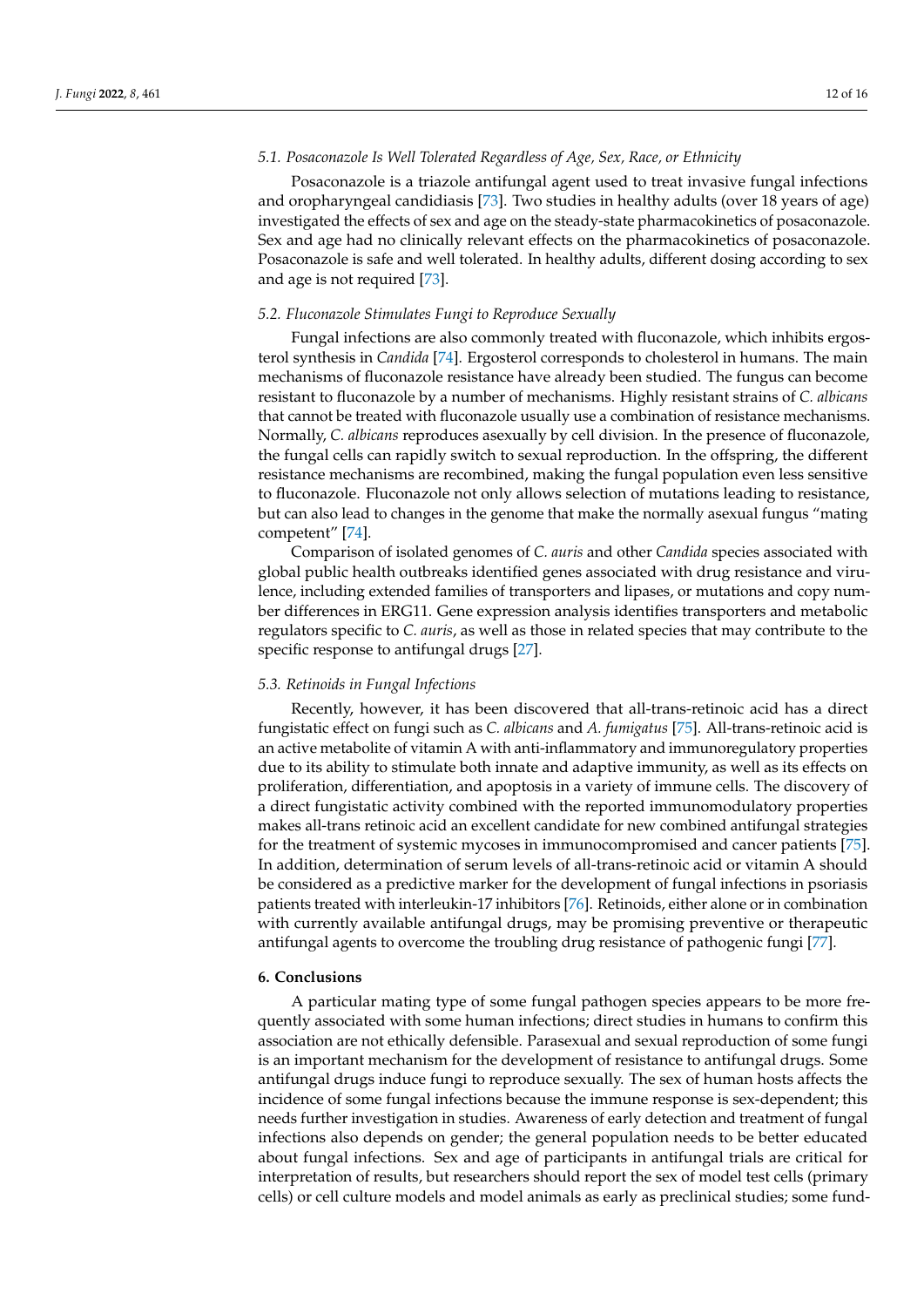### 5.1. Posaconazole Is Well Tolerated Regardless of Age, Sex, Race, or Ethnicity

Posaconazole is a triazole antifungal agent used to treat invasive fungal infections and oropharyngeal candidiasis [73]. Two studies in healthy adults (over 18 years of age) investigated the effects of sex and age on the steady-state pharmacokinetics of posaconazole. Sex and age had no clinically relevant effects on the pharmacokinetics of posaconazole. Posaconazole is safe and well tolerated. In healthy adults, different dosing according to sex and age is not required [73].

### 5.2. Fluconazole Stimulates Fungi to Reproduce Sexually

Fungal infections are also commonly treated with fluconazole, which inhibits ergosterol synthesis in *Candida* [74]. Ergosterol corresponds to cholesterol in humans. The main mechanisms of fluconazole resistance have already been studied. The fungus can become resistant to fluconazole by a number of mechanisms. Highly resistant strains of *C. albicans* that cannot be treated with fluconazole usually use a combination of resistance mechanisms. Normally, *C. albicans* reproduces asexually by cell division. In the presence of fluconazole, the fungal cells can rapidly switch to sexual reproduction. In the offspring, the different resistance mechanisms are recombined, making the fungal population even less sensitive to fluconazole. Fluconazole not only allows selection of mutations leading to resistance, but can also lead to changes in the genome that make the normally asexual fungus "mating competent" [74].

Comparison of isolated genomes of *C. auris* and other *Candida* species associated with global public health outbreaks identified genes associated with drug resistance and virulence, including extended families of transporters and lipases, or mutations and copy number differences in ERG11. Gene expression analysis identifies transporters and metabolic regulators specific to *C. auris*, as well as those in related species that may contribute to the specific response to antifungal drugs [27].

### 5.3. Retinoids in Fungal Infections

Recently, however, it has been discovered that all-trans-retinoic acid has a direct fungistatic effect on fungi such as *C. albicans* and *A. fumigatus* [75]. All-trans-retinoic acid is an active metabolite of vitamin A with anti-inflammatory and immunoregulatory properties due to its ability to stimulate both innate and adaptive immunity, as well as its effects on proliferation, differentiation, and apoptosis in a variety of immune cells. The discovery of a direct fungistatic activity combined with the reported immunomodulatory properties makes all-trans retinoic acid an excellent candidate for new combined antifungal strategies for the treatment of systemic mycoses in immunocompromised and cancer patients [75]. In addition, determination of serum levels of all-trans-retinoic acid or vitamin A should be considered as a predictive marker for the development of fungal infections in psoriasis patients treated with interleukin-17 inhibitors [76]. Retinoids, either alone or in combination with currently available antifungal drugs, may be promising preventive or therapeutic antifungal agents to overcome the troubling drug resistance of pathogenic fungi [77].

## 6. Conclusions

A particular mating type of some fungal pathogen species appears to be more frequently associated with some human infections; direct studies in humans to confirm this association are not ethically defensible. Parasexual and sexual reproduction of some fungi is an important mechanism for the development of resistance to antifungal drugs. Some antifungal drugs induce fungi to reproduce sexually. The sex of human hosts affects the incidence of some fungal infections because the immune response is sex-dependent; this needs further investigation in studies. Awareness of early detection and treatment of fungal infections also depends on gender; the general population needs to be better educated about fungal infections. Sex and age of participants in antifungal trials are critical for interpretation of results, but researchers should report the sex of model test cells (primary cells) or cell culture models and model animals as early as preclinical studies; some fund-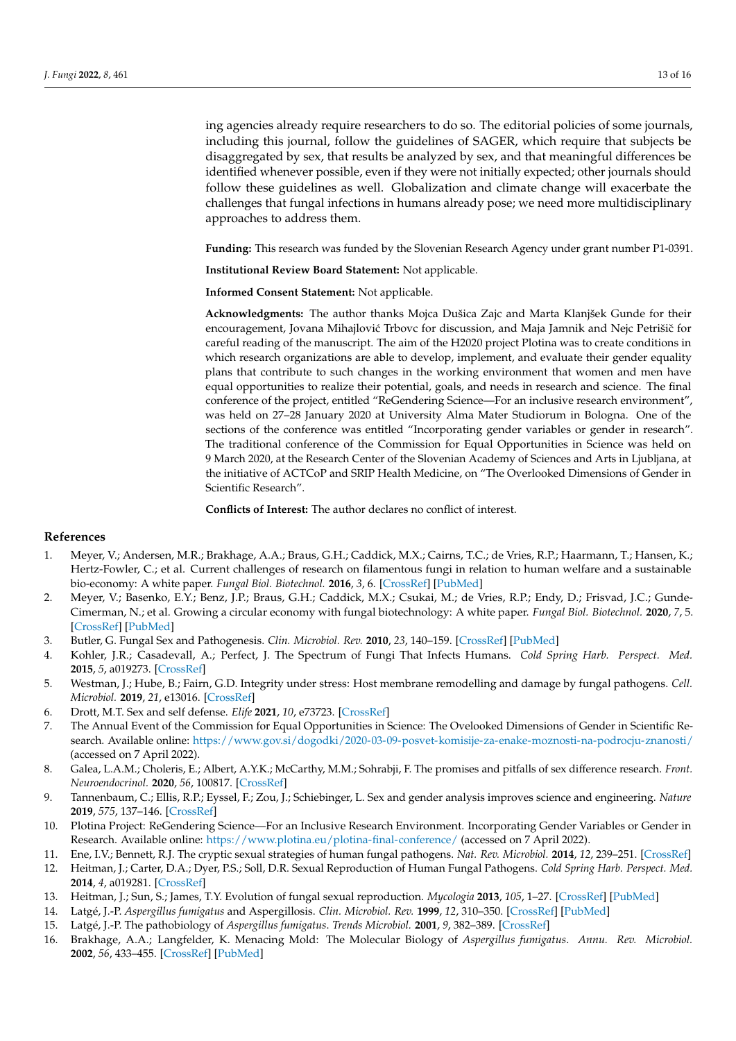ing agencies already require researchers to do so. The editorial policies of some journals, including this journal, follow the guidelines of SAGER, which require that subjects be disaggregated by sex, that results be analyzed by sex, and that meaningful differences be identified whenever possible, even if they were not initially expected; other journals should follow these guidelines as well. Globalization and climate change will exacerbate the challenges that fungal infections in humans already pose; we need more multidisciplinary approaches to address them.

**Funding:** This research was funded by the Slovenian Research Agency under grant number P1-0391.

**Institutional Review Board Statement:** Not applicable.

**Informed Consent Statement:** Not applicable.

**Acknowledgments:** The author thanks Mojca Dušica Zajc and Marta Klanjšek Gunde for their encouragement, Jovana Mihajlović Trbovc for discussion, and Maja Jamnik and Nejc Petrišič for careful reading of the manuscript. The aim of the H2020 project Plotina was to create conditions in which research organizations are able to develop, implement, and evaluate their gender equality plans that contribute to such changes in the working environment that women and men have equal opportunities to realize their potential, goals, and needs in research and science. The final conference of the project, entitled "ReGendering Science—For an inclusive research environment", was held on 27–28 January 2020 at University Alma Mater Studiorum in Bologna. One of the sections of the conference was entitled "Incorporating gender variables or gender in research". The traditional conference of the Commission for Equal Opportunities in Science was held on 9 March 2020, at the Research Center of the Slovenian Academy of Sciences and Arts in Ljubljana, at the initiative of ACTCoP and SRIP Health Medicine, on "The Overlooked Dimensions of Gender in Scientific Research".

**Conflicts of Interest:** The author declares no conflict of interest.

## References

1. Meyer, V.; Andersen, M.R.; Brakhage, A.A.; Braus, G.H.; Caddick, M.X.; Cairns, T.C.; de Vries, R.P.; Haarmann, T.; Hansen, K.; Hertz-Fowler, C.; et al. Current challenges of research on filamentous fungi in relation to human welfare and a sustainable bio-economy: A white paper. *Fungal Biol. Biotechnol.* **2016**, *3*, 6. [CrossRef] [PubMed]
2. Meyer, V.; Basenko, E.Y.; Benz, J.P.; Braus, G.H.; Caddick, M.X.; Csukai, M.; de Vries, R.P.; Endy, D.; Frisvad, J.C.; Gunde-Cimerman, N.; et al. Growing a circular economy with fungal biotechnology: A white paper. *Fungal Biol. Biotechnol.* **2020**, *7*, 5. [CrossRef] [PubMed]
3. Butler, G. Fungal Sex and Pathogenesis. *Clin. Microbiol. Rev.* **2010**, *23*, 140–159. [CrossRef] [PubMed]
4. Kohler, J.R.; Casadevall, A.; Perfect, J. The Spectrum of Fungi That Infects Humans. *Cold Spring Harb. Perspect. Med.* **2015**, *5*, a019273. [CrossRef]
5. Westman, J.; Hube, B.; Fairn, G.D. Integrity under stress: Host membrane remodelling and damage by fungal pathogens. *Cell. Microbiol.* **2019**, *21*, e13016. [CrossRef]
6. Drott, M.T. Sex and self defense. *Elife* **2021**, *10*, e73723. [CrossRef]
7. The Annual Event of the Commission for Equal Opportunities in Science: The Ovelooked Dimensions of Gender in Scientific Research. Available online: https://www.gov.si/dogodki/2020-03-09-posvet-komisije-za-enake-moznosti-na-podrocju-znanosti/ (accessed on 7 April 2022).
8. Galea, L.A.M.; Choleris, E.; Albert, A.Y.K.; McCarthy, M.M.; Sohrabji, F. The promises and pitfalls of sex difference research. *Front. Neuroendocrinol.* **2020**, *56*, 100817. [CrossRef]
9. Tannenbaum, C.; Ellis, R.P.; Eyssel, F.; Zou, J.; Schiebinger, L. Sex and gender analysis improves science and engineering. *Nature* **2019**, *575*, 137–146. [CrossRef]
10. Plotina Project: ReGendering Science—For an Inclusive Research Environment. Incorporating Gender Variables or Gender in Research. Available online: https://www.plotina.eu/plotina-final-conference/ (accessed on 7 April 2022).
11. Ene, I.V.; Bennett, R.J. The cryptic sexual strategies of human fungal pathogens. *Nat. Rev. Microbiol.* **2014**, *12*, 239–251. [CrossRef]
12. Heitman, J.; Carter, D.A.; Dyer, P.S.; Soll, D.R. Sexual Reproduction of Human Fungal Pathogens. *Cold Spring Harb. Perspect. Med.* **2014**, *4*, a019281. [CrossRef]
13. Heitman, J.; Sun, S.; James, T.Y. Evolution of fungal sexual reproduction. *Mycologia* **2013**, *105*, 1–27. [CrossRef] [PubMed]
14. Latgé, J.-P. *Aspergillus fumigatus* and Aspergillosis. *Clin. Microbiol. Rev.* **1999**, *12*, 310–350. [CrossRef] [PubMed]
15. Latgé, J.-P. The pathobiology of *Aspergillus fumigatus*. *Trends Microbiol.* **2001**, *9*, 382–389. [CrossRef]
16. Brakhage, A.A.; Langfelder, K. Menacing Mold: The Molecular Biology of *Aspergillus fumigatus*. *Annu. Rev. Microbiol.* **2002**, *56*, 433–455. [CrossRef] [PubMed]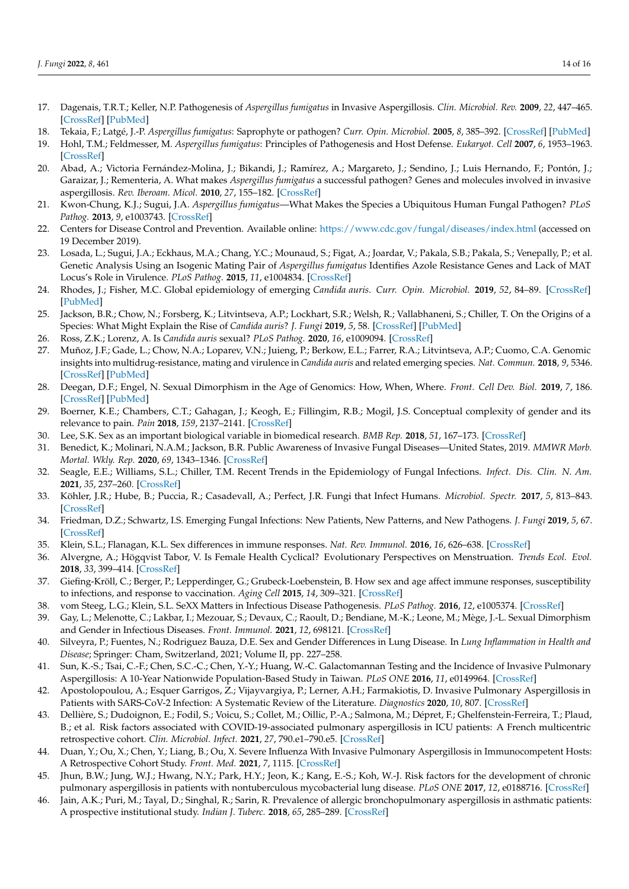17. Dagenais, T.R.T.; Keller, N.P. Pathogenesis of *Aspergillus fumigatus* in Invasive Aspergillosis. *Clin. Microbiol. Rev.* **2009**, *22*, 447–465. [CrossRef] [PubMed]
18. Tekaia, F.; Latgé, J.-P. *Aspergillus fumigatus*: Saprophyte or pathogen? *Curr. Opin. Microbiol.* **2005**, *8*, 385–392. [CrossRef] [PubMed]
19. Hohl, T.M.; Feldmesser, M. *Aspergillus fumigatus*: Principles of Pathogenesis and Host Defense. *Eukaryot. Cell* **2007**, *6*, 1953–1963. [CrossRef]
20. Abad, A.; Victoria Fernández-Molina, J.; Bikandi, J.; Ramírez, A.; Margareto, J.; Sendino, J.; Luis Hernando, F.; Pontón, J.; Garaizar, J.; Rementeria, A. What makes *Aspergillus fumigatus* a successful pathogen? Genes and molecules involved in invasive aspergillosis. *Rev. Iberoam. Micol.* **2010**, *27*, 155–182. [CrossRef]
21. Kwon-Chung, K.J.; Sugui, J.A. *Aspergillus fumigatus*—What Makes the Species a Ubiquitous Human Fungal Pathogen? *PLoS Pathog.* **2013**, *9*, e1003743. [CrossRef]
22. Centers for Disease Control and Prevention. Available online: https://www.cdc.gov/fungal/diseases/index.html (accessed on 19 December 2019).
23. Losada, L.; Sugui, J.A.; Eckhaus, M.A.; Chang, Y.C.; Mounaud, S.; Figat, A.; Joardar, V.; Pakala, S.B.; Pakala, S.; Venepally, P.; et al. Genetic Analysis Using an Isogenic Mating Pair of *Aspergillus fumigatus* Identifies Azole Resistance Genes and Lack of MAT Locus's Role in Virulence. *PLoS Pathog.* **2015**, *11*, e1004834. [CrossRef]
24. Rhodes, J.; Fisher, M.C. Global epidemiology of emerging *Candida auris*. *Curr. Opin. Microbiol.* **2019**, *52*, 84–89. [CrossRef] [PubMed]
25. Jackson, B.R.; Chow, N.; Forsberg, K.; Litvintseva, A.P.; Lockhart, S.R.; Welsh, R.; Vallabhaneni, S.; Chiller, T. On the Origins of a Species: What Might Explain the Rise of *Candida auris*? *J. Fungi* **2019**, *5*, 58. [CrossRef] [PubMed]
26. Ross, Z.K.; Lorenz, A. Is *Candida auris* sexual? *PLoS Pathog.* **2020**, *16*, e1009094. [CrossRef]
27. Muñoz, J.F.; Gade, L.; Chow, N.A.; Loparev, V.N.; Juieng, P.; Berkow, E.L.; Farrer, R.A.; Litvintseva, A.P.; Cuomo, C.A. Genomic insights into multidrug-resistance, mating and virulence in *Candida auris* and related emerging species. *Nat. Commun.* **2018**, *9*, 5346. [CrossRef] [PubMed]
28. Deegan, D.F.; Engel, N. Sexual Dimorphism in the Age of Genomics: How, When, Where. *Front. Cell Dev. Biol.* **2019**, *7*, 186. [CrossRef] [PubMed]
29. Boerner, K.E.; Chambers, C.T.; Gahagan, J.; Keogh, E.; Fillingim, R.B.; Mogil, J.S. Conceptual complexity of gender and its relevance to pain. *Pain* **2018**, *159*, 2137–2141. [CrossRef]
30. Lee, S.K. Sex as an important biological variable in biomedical research. *BMB Rep.* **2018**, *51*, 167–173. [CrossRef]
31. Benedict, K.; Molinari, N.A.M.; Jackson, B.R. Public Awareness of Invasive Fungal Diseases—United States, 2019. *MMWR Morb. Mortal. Wkly. Rep.* **2020**, *69*, 1343–1346. [CrossRef]
32. Seagle, E.E.; Williams, S.L.; Chiller, T.M. Recent Trends in the Epidemiology of Fungal Infections. *Infect. Dis. Clin. N. Am.* **2021**, *35*, 237–260. [CrossRef]
33. Köhler, J.R.; Hube, B.; Puccia, R.; Casadevall, A.; Perfect, J.R. Fungi that Infect Humans. *Microbiol. Spectr.* **2017**, *5*, 813–843. [CrossRef]
34. Friedman, D.Z.; Schwartz, I.S. Emerging Fungal Infections: New Patients, New Patterns, and New Pathogens. *J. Fungi* **2019**, *5*, 67. [CrossRef]
35. Klein, S.L.; Flanagan, K.L. Sex differences in immune responses. *Nat. Rev. Immunol.* **2016**, *16*, 626–638. [CrossRef]
36. Alvergne, A.; Högqvist Tabor, V. Is Female Health Cyclical? Evolutionary Perspectives on Menstruation. *Trends Ecol. Evol.* **2018**, *33*, 399–414. [CrossRef]
37. Giefing-Kröll, C.; Berger, P.; Lepperdinger, G.; Grubeck-Loebenstein, B. How sex and age affect immune responses, susceptibility to infections, and response to vaccination. *Aging Cell* **2015**, *14*, 309–321. [CrossRef]
38. vom Steeg, L.G.; Klein, S.L. SeXX Matters in Infectious Disease Pathogenesis. *PLoS Pathog.* **2016**, *12*, e1005374. [CrossRef]
39. Gay, L.; Melenotte, C.; Lakbar, I.; Mezouar, S.; Devaux, C.; Raoult, D.; Bendiane, M.-K.; Leone, M.; Mège, J.-L. Sexual Dimorphism and Gender in Infectious Diseases. *Front. Immunol.* **2021**, *12*, 698121. [CrossRef]
40. Silveyra, P.; Fuentes, N.; Rodriguez Bauza, D.E. Sex and Gender Differences in Lung Disease. In *Lung Inflammation in Health and Disease*; Springer: Cham, Switzerland, 2021; Volume II, pp. 227–258.
41. Sun, K.-S.; Tsai, C.-F.; Chen, S.C.-C.; Chen, Y.-Y.; Huang, W.-C. Galactomannan Testing and the Incidence of Invasive Pulmonary Aspergillosis: A 10-Year Nationwide Population-Based Study in Taiwan. *PLoS ONE* **2016**, *11*, e0149964. [CrossRef]
42. Apostolopoulou, A.; Esquer Garrigos, Z.; Vijayvargiya, P.; Lerner, A.H.; Farmakiotis, D. Invasive Pulmonary Aspergillosis in Patients with SARS-CoV-2 Infection: A Systematic Review of the Literature. *Diagnostics* **2020**, *10*, 807. [CrossRef]
43. Dellière, S.; Dudoignon, E.; Fodil, S.; Voicu, S.; Collet, M.; Oillic, P.-A.; Salmona, M.; Dépret, F.; Ghelfenstein-Ferreira, T.; Plaud, B.; et al. Risk factors associated with COVID-19-associated pulmonary aspergillosis in ICU patients: A French multicentric retrospective cohort. *Clin. Microbiol. Infect.* **2021**, *27*, 790.e1–790.e5. [CrossRef]
44. Duan, Y.; Ou, X.; Chen, Y.; Liang, B.; Ou, X. Severe Influenza With Invasive Pulmonary Aspergillosis in Immunocompetent Hosts: A Retrospective Cohort Study. *Front. Med.* **2021**, *7*, 1115. [CrossRef]
45. Jhun, B.W.; Jung, W.J.; Hwang, N.Y.; Park, H.Y.; Jeon, K.; Kang, E.-S.; Koh, W.-J. Risk factors for the development of chronic pulmonary aspergillosis in patients with nontuberculous mycobacterial lung disease. *PLoS ONE* **2017**, *12*, e0188716. [CrossRef]
46. Jain, A.K.; Puri, M.; Tayal, D.; Singhal, R.; Sarin, R. Prevalence of allergic bronchopulmonary aspergillosis in asthmatic patients: A prospective institutional study. *Indian J. Tuberc.* **2018**, *65*, 285–289. [CrossRef]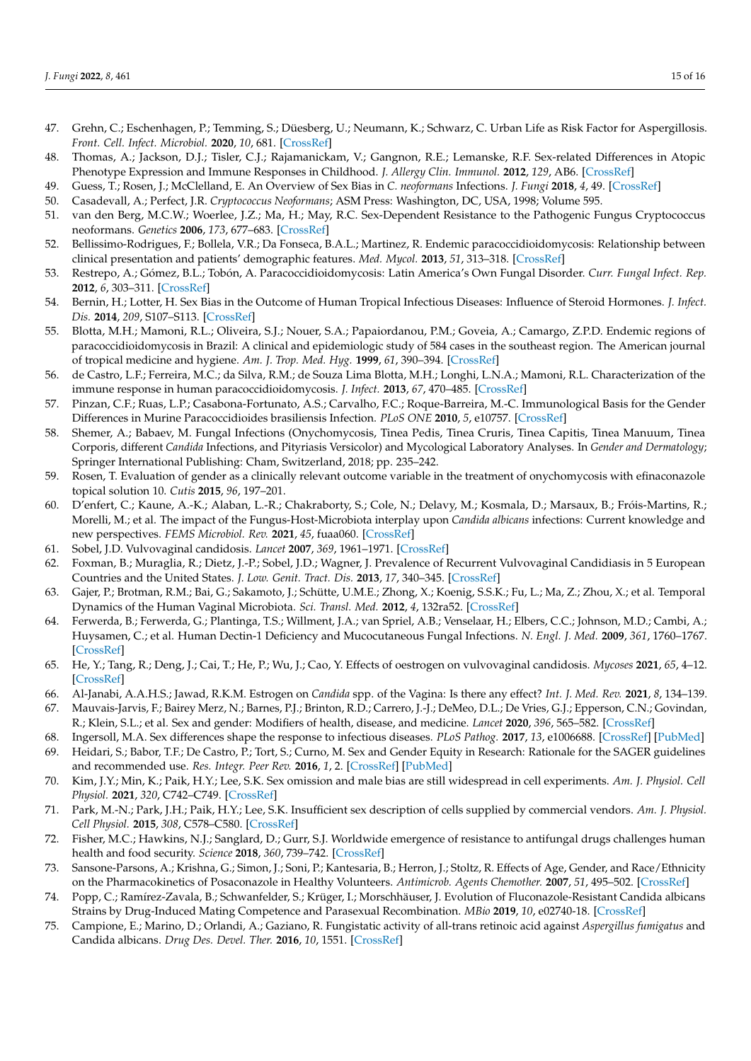47. Grehn, C.; Eschenhagen, P.; Temming, S.; Düesberg, U.; Neumann, K.; Schwarz, C. Urban Life as Risk Factor for Aspergillosis. *Front. Cell. Infect. Microbiol.* **2020**, *10*, 681. [CrossRef]
48. Thomas, A.; Jackson, D.J.; Tisler, C.J.; Rajamanickam, V.; Gangnon, R.E.; Lemanske, R.F. Sex-related Differences in Atopic Phenotype Expression and Immune Responses in Childhood. *J. Allergy Clin. Immunol.* **2012**, *129*, AB6. [CrossRef]
49. Guess, T.; Rosen, J.; McClelland, E. An Overview of Sex Bias in *C. neoformans* Infections. *J. Fungi* **2018**, *4*, 49. [CrossRef]
50. Casadevall, A.; Perfect, J.R. *Cryptococcus Neoformans*; ASM Press: Washington, DC, USA, 1998; Volume 595.
51. van den Berg, M.C.W.; Woerlee, J.Z.; Ma, H.; May, R.C. Sex-Dependent Resistance to the Pathogenic Fungus Cryptococcus neoformans. *Genetics* **2006**, *173*, 677–683. [CrossRef]
52. Bellissimo-Rodrigues, F.; Bollela, V.R.; Da Fonseca, B.A.L.; Martinez, R. Endemic paracoccidioidomycosis: Relationship between clinical presentation and patients' demographic features. *Med. Mycol.* **2013**, *51*, 313–318. [CrossRef]
53. Restrepo, A.; Gómez, B.L.; Tobón, A. Paracoccidioidomycosis: Latin America's Own Fungal Disorder. *Curr. Fungal Infect. Rep.* **2012**, *6*, 303–311. [CrossRef]
54. Bernin, H.; Lotter, H. Sex Bias in the Outcome of Human Tropical Infectious Diseases: Influence of Steroid Hormones. *J. Infect. Dis.* **2014**, *209*, S107–S113. [CrossRef]
55. Blotta, M.H.; Mamoni, R.L.; Oliveira, S.J.; Nouer, S.A.; Papaiordanou, P.M.; Goveia, A.; Camargo, Z.P.D. Endemic regions of paracoccidioidomycosis in Brazil: A clinical and epidemiologic study of 584 cases in the southeast region. The American journal of tropical medicine and hygiene. *Am. J. Trop. Med. Hyg.* **1999**, *61*, 390–394. [CrossRef]
56. de Castro, L.F.; Ferreira, M.C.; da Silva, R.M.; de Souza Lima Blotta, M.H.; Longhi, L.N.A.; Mamoni, R.L. Characterization of the immune response in human paracoccidioidomycosis. *J. Infect.* **2013**, *67*, 470–485. [CrossRef]
57. Pinzan, C.F.; Ruas, L.P.; Casabona-Fortunato, A.S.; Carvalho, F.C.; Roque-Barreira, M.-C. Immunological Basis for the Gender Differences in Murine Paracoccidioides brasiliensis Infection. *PLoS ONE* **2010**, *5*, e10757. [CrossRef]
58. Shemer, A.; Babaev, M. Fungal Infections (Onychomycosis, Tinea Pedis, Tinea Cruris, Tinea Capitis, Tinea Manuum, Tinea Corporis, different *Candida* Infections, and Pityriasis Versicolor) and Mycological Laboratory Analyses. In *Gender and Dermatology*; Springer International Publishing: Cham, Switzerland, 2018; pp. 235–242.
59. Rosen, T. Evaluation of gender as a clinically relevant outcome variable in the treatment of onychomycosis with efinaconazole topical solution 10. *Cutis* **2015**, *96*, 197–201.
60. D'enfert, C.; Kaune, A.-K.; Alaban, L.-R.; Chakraborty, S.; Cole, N.; Delavy, M.; Kosmala, D.; Marsaux, B.; Fróis-Martins, R.; Morelli, M.; et al. The impact of the Fungus-Host-Microbiota interplay upon *Candida albicans* infections: Current knowledge and new perspectives. *FEMS Microbiol. Rev.* **2021**, *45*, fuaa060. [CrossRef]
61. Sobel, J.D. Vulvovaginal candidosis. *Lancet* **2007**, *369*, 1961–1971. [CrossRef]
62. Foxman, B.; Muraglia, R.; Dietz, J.-P.; Sobel, J.D.; Wagner, J. Prevalence of Recurrent Vulvovaginal Candidiasis in 5 European Countries and the United States. *J. Low. Genit. Tract. Dis.* **2013**, *17*, 340–345. [CrossRef]
63. Gajer, P.; Brotman, R.M.; Bai, G.; Sakamoto, J.; Schütte, U.M.E.; Zhong, X.; Koenig, S.S.K.; Fu, L.; Ma, Z.; Zhou, X.; et al. Temporal Dynamics of the Human Vaginal Microbiota. *Sci. Transl. Med.* **2012**, *4*, 132ra52. [CrossRef]
64. Ferwerda, B.; Ferwerda, G.; Plantinga, T.S.; Willment, J.A.; van Spriel, A.B.; Venselaar, H.; Elbers, C.C.; Johnson, M.D.; Cambi, A.; Huysamen, C.; et al. Human Dectin-1 Deficiency and Mucocutaneous Fungal Infections. *N. Engl. J. Med.* **2009**, *361*, 1760–1767. [CrossRef]
65. He, Y.; Tang, R.; Deng, J.; Cai, T.; He, P.; Wu, J.; Cao, Y. Effects of oestrogen on vulvovaginal candidosis. *Mycoses* **2021**, *65*, 4–12. [CrossRef]
66. Al-Janabi, A.A.H.S.; Jawad, R.K.M. Estrogen on *Candida* spp. of the Vagina: Is there any effect? *Int. J. Med. Rev.* **2021**, *8*, 134–139.
67. Mauvais-Jarvis, F.; Bairey Merz, N.; Barnes, P.J.; Brinton, R.D.; Carrero, J.-J.; DeMeo, D.L.; De Vries, G.J.; Epperson, C.N.; Govindan, R.; Klein, S.L.; et al. Sex and gender: Modifiers of health, disease, and medicine. *Lancet* **2020**, *396*, 565–582. [CrossRef]
68. Ingersoll, M.A. Sex differences shape the response to infectious diseases. *PLoS Pathog.* **2017**, *13*, e1006688. [CrossRef] [PubMed]
69. Heidari, S.; Babor, T.F.; De Castro, P.; Tort, S.; Curno, M. Sex and Gender Equity in Research: Rationale for the SAGER guidelines and recommended use. *Res. Integr. Peer Rev.* **2016**, *1*, 2. [CrossRef] [PubMed]
70. Kim, J.Y.; Min, K.; Paik, H.Y.; Lee, S.K. Sex omission and male bias are still widespread in cell experiments. *Am. J. Physiol. Cell Physiol.* **2021**, *320*, C742–C749. [CrossRef]
71. Park, M.-N.; Park, J.H.; Paik, H.Y.; Lee, S.K. Insufficient sex description of cells supplied by commercial vendors. *Am. J. Physiol. Cell Physiol.* **2015**, *308*, C578–C580. [CrossRef]
72. Fisher, M.C.; Hawkins, N.J.; Sanglard, D.; Gurr, S.J. Worldwide emergence of resistance to antifungal drugs challenges human health and food security. *Science* **2018**, *360*, 739–742. [CrossRef]
73. Sansone-Parsons, A.; Krishna, G.; Simon, J.; Soni, P.; Kantesaria, B.; Herron, J.; Stoltz, R. Effects of Age, Gender, and Race/Ethnicity on the Pharmacokinetics of Posaconazole in Healthy Volunteers. *Antimicrob. Agents Chemother.* **2007**, *51*, 495–502. [CrossRef]
74. Popp, C.; Ramírez-Zavala, B.; Schwanfelder, S.; Krüger, I.; Morschhäuser, J. Evolution of Fluconazole-Resistant Candida albicans Strains by Drug-Induced Mating Competence and Parasexual Recombination. *MBio* **2019**, *10*, e02740-18. [CrossRef]
75. Campione, E.; Marino, D.; Orlandi, A.; Gaziano, R. Fungistatic activity of all-trans retinoic acid against *Aspergillus fumigatus* and Candida albicans. *Drug Des. Devel. Ther.* **2016**, *10*, 1551. [CrossRef]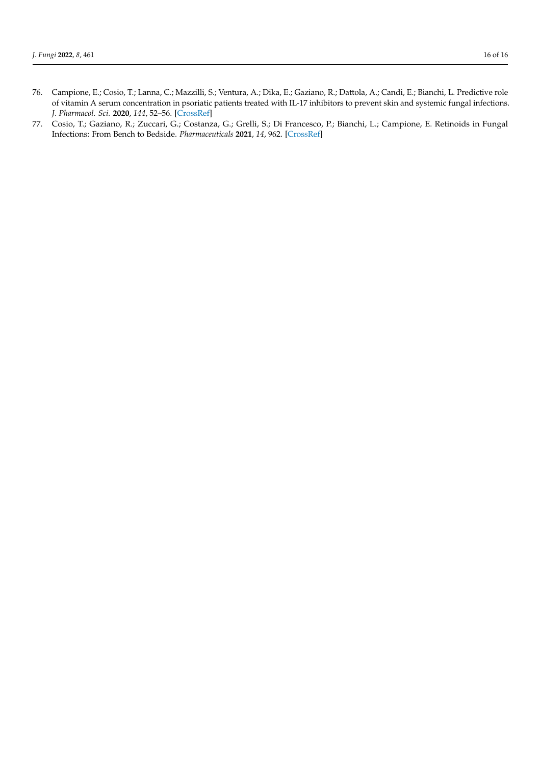76. Campione, E.; Cosio, T.; Lanna, C.; Mazzilli, S.; Ventura, A.; Dika, E.; Gaziano, R.; Dattola, A.; Candi, E.; Bianchi, L. Predictive role of vitamin A serum concentration in psoriatic patients treated with IL-17 inhibitors to prevent skin and systemic fungal infections. *J. Pharmacol. Sci.* **2020**, *144*, 52–56. [CrossRef]
77. Cosio, T.; Gaziano, R.; Zuccari, G.; Costanza, G.; Grelli, S.; Di Francesco, P.; Bianchi, L.; Campione, E. Retinoids in Fungal Infections: From Bench to Bedside. *Pharmaceuticals* **2021**, *14*, 962. [CrossRef]